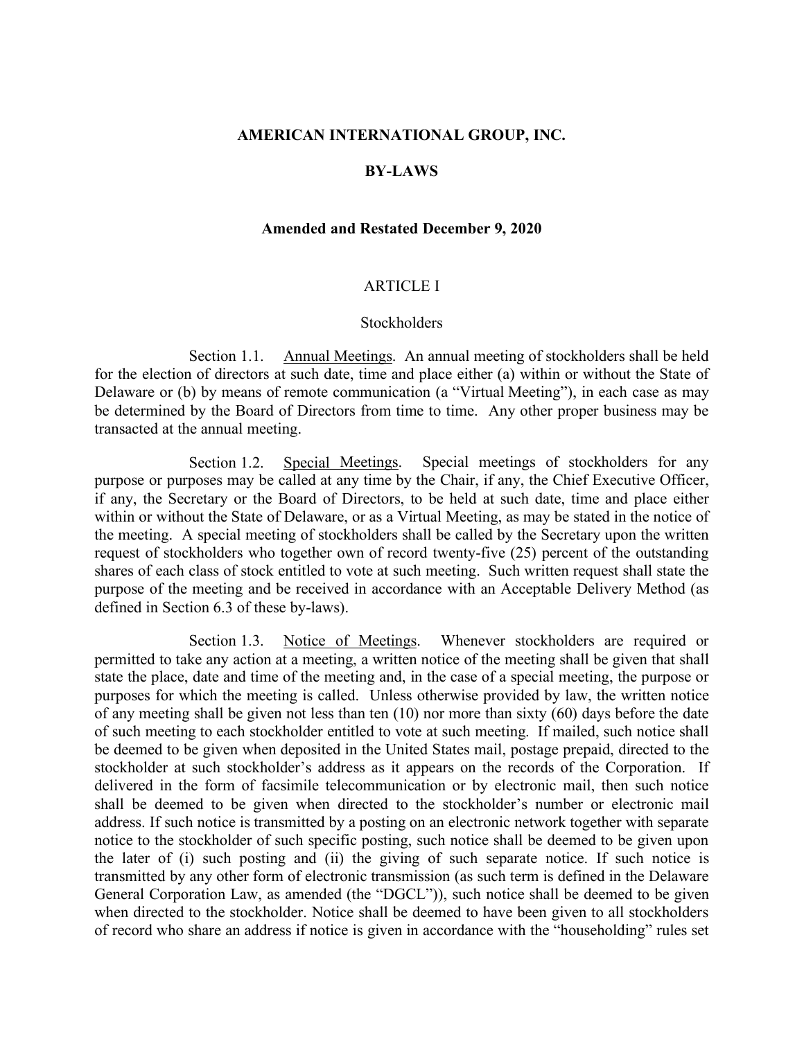# AMERICAN INTERNATIONAL GROUP, INC.

## BY-LAWS

### Amended and Restated December 9, 2020

## ARTICLE I

### Stockholders

Section 1.1. Annual Meetings. An annual meeting of stockholders shall be held for the election of directors at such date, time and place either (a) within or without the State of Delaware or (b) by means of remote communication (a "Virtual Meeting"), in each case as may be determined by the Board of Directors from time to time. Any other proper business may be transacted at the annual meeting.

Section 1.2. Special Meetings. Special meetings of stockholders for any purpose or purposes may be called at any time by the Chair, if any, the Chief Executive Officer, if any, the Secretary or the Board of Directors, to be held at such date, time and place either within or without the State of Delaware, or as a Virtual Meeting, as may be stated in the notice of the meeting. A special meeting of stockholders shall be called by the Secretary upon the written request of stockholders who together own of record twenty-five (25) percent of the outstanding shares of each class of stock entitled to vote at such meeting. Such written request shall state the purpose of the meeting and be received in accordance with an Acceptable Delivery Method (as defined in Section 6.3 of these by-laws).

Section 1.3. Notice of Meetings. Whenever stockholders are required or permitted to take any action at a meeting, a written notice of the meeting shall be given that shall state the place, date and time of the meeting and, in the case of a special meeting, the purpose or purposes for which the meeting is called. Unless otherwise provided by law, the written notice of any meeting shall be given not less than ten (10) nor more than sixty (60) days before the date of such meeting to each stockholder entitled to vote at such meeting. If mailed, such notice shall be deemed to be given when deposited in the United States mail, postage prepaid, directed to the stockholder at such stockholder's address as it appears on the records of the Corporation. If delivered in the form of facsimile telecommunication or by electronic mail, then such notice shall be deemed to be given when directed to the stockholder's number or electronic mail address. If such notice is transmitted by a posting on an electronic network together with separate notice to the stockholder of such specific posting, such notice shall be deemed to be given upon the later of (i) such posting and (ii) the giving of such separate notice. If such notice is transmitted by any other form of electronic transmission (as such term is defined in the Delaware General Corporation Law, as amended (the "DGCL")), such notice shall be deemed to be given when directed to the stockholder. Notice shall be deemed to have been given to all stockholders of record who share an address if notice is given in accordance with the "householding" rules set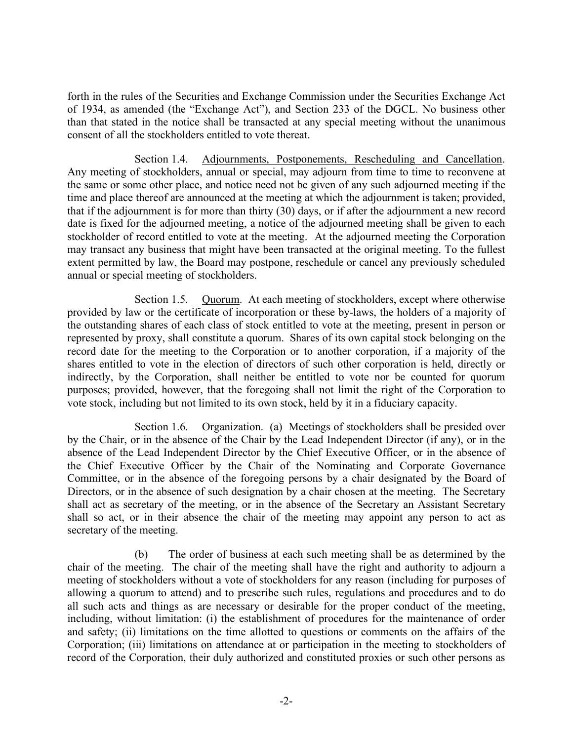forth in the rules of the Securities and Exchange Commission under the Securities Exchange Act of 1934, as amended (the "Exchange Act"), and Section 233 of the DGCL. No business other than that stated in the notice shall be transacted at any special meeting without the unanimous consent of all the stockholders entitled to vote thereat.

Section 1.4. Adjournments, Postponements, Rescheduling and Cancellation. Any meeting of stockholders, annual or special, may adjourn from time to time to reconvene at the same or some other place, and notice need not be given of any such adjourned meeting if the time and place thereof are announced at the meeting at which the adjournment is taken; provided, that if the adjournment is for more than thirty (30) days, or if after the adjournment a new record date is fixed for the adjourned meeting, a notice of the adjourned meeting shall be given to each stockholder of record entitled to vote at the meeting. At the adjourned meeting the Corporation may transact any business that might have been transacted at the original meeting. To the fullest extent permitted by law, the Board may postpone, reschedule or cancel any previously scheduled annual or special meeting of stockholders.

Section 1.5. Quorum. At each meeting of stockholders, except where otherwise provided by law or the certificate of incorporation or these by-laws, the holders of a majority of the outstanding shares of each class of stock entitled to vote at the meeting, present in person or represented by proxy, shall constitute a quorum. Shares of its own capital stock belonging on the record date for the meeting to the Corporation or to another corporation, if a majority of the shares entitled to vote in the election of directors of such other corporation is held, directly or indirectly, by the Corporation, shall neither be entitled to vote nor be counted for quorum purposes; provided, however, that the foregoing shall not limit the right of the Corporation to vote stock, including but not limited to its own stock, held by it in a fiduciary capacity.

Section 1.6. Organization. (a) Meetings of stockholders shall be presided over by the Chair, or in the absence of the Chair by the Lead Independent Director (if any), or in the absence of the Lead Independent Director by the Chief Executive Officer, or in the absence of the Chief Executive Officer by the Chair of the Nominating and Corporate Governance Committee, or in the absence of the foregoing persons by a chair designated by the Board of Directors, or in the absence of such designation by a chair chosen at the meeting. The Secretary shall act as secretary of the meeting, or in the absence of the Secretary an Assistant Secretary shall so act, or in their absence the chair of the meeting may appoint any person to act as secretary of the meeting.

(b) The order of business at each such meeting shall be as determined by the chair of the meeting. The chair of the meeting shall have the right and authority to adjourn a meeting of stockholders without a vote of stockholders for any reason (including for purposes of allowing a quorum to attend) and to prescribe such rules, regulations and procedures and to do all such acts and things as are necessary or desirable for the proper conduct of the meeting, including, without limitation: (i) the establishment of procedures for the maintenance of order and safety; (ii) limitations on the time allotted to questions or comments on the affairs of the Corporation; (iii) limitations on attendance at or participation in the meeting to stockholders of record of the Corporation, their duly authorized and constituted proxies or such other persons as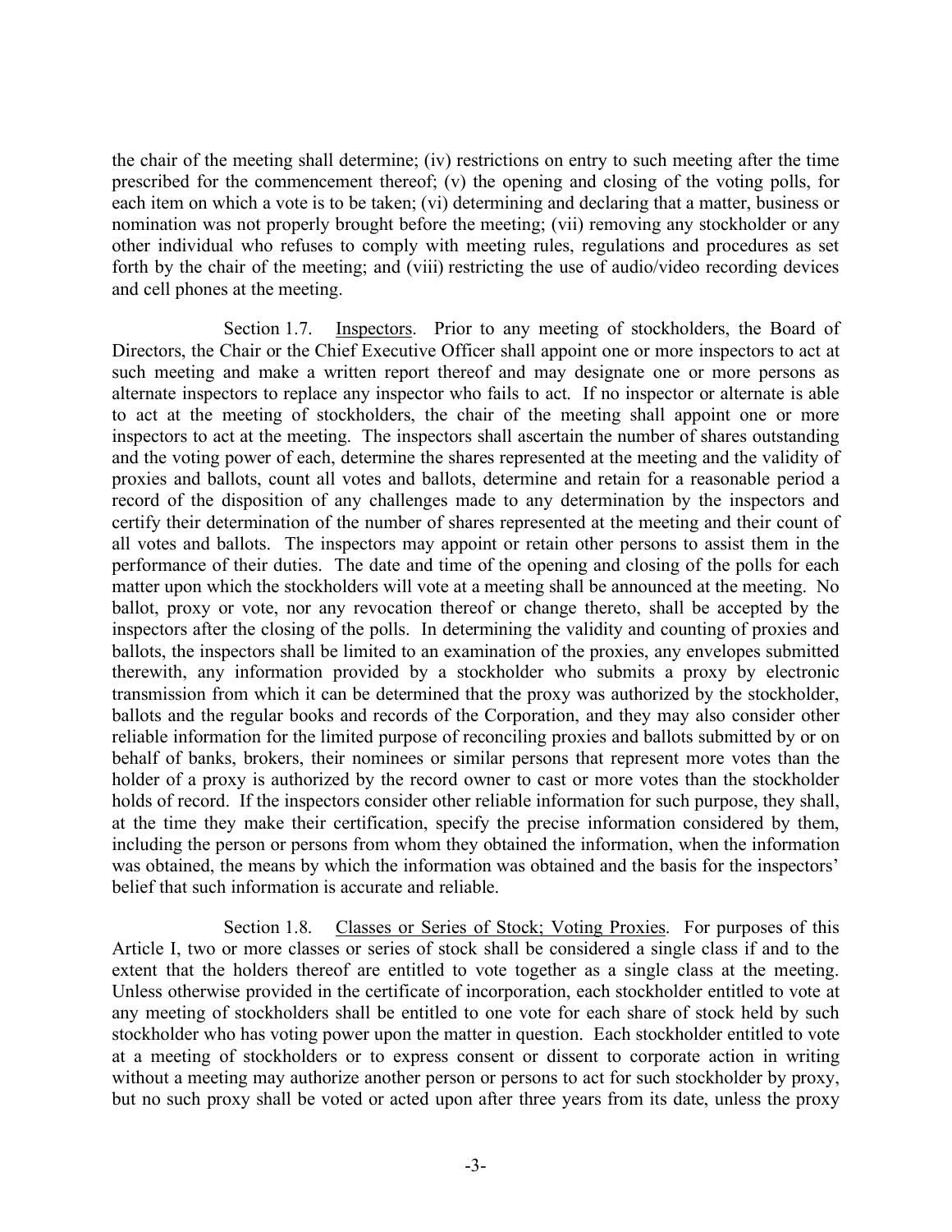the chair of the meeting shall determine; (iv) restrictions on entry to such meeting after the time prescribed for the commencement thereof; (v) the opening and closing of the voting polls, for each item on which a vote is to be taken; (vi) determining and declaring that a matter, business or nomination was not properly brought before the meeting; (vii) removing any stockholder or any other individual who refuses to comply with meeting rules, regulations and procedures as set forth by the chair of the meeting; and (viii) restricting the use of audio/video recording devices and cell phones at the meeting.

Section 1.7. Inspectors. Prior to any meeting of stockholders, the Board of Directors, the Chair or the Chief Executive Officer shall appoint one or more inspectors to act at such meeting and make a written report thereof and may designate one or more persons as alternate inspectors to replace any inspector who fails to act. If no inspector or alternate is able to act at the meeting of stockholders, the chair of the meeting shall appoint one or more inspectors to act at the meeting. The inspectors shall ascertain the number of shares outstanding and the voting power of each, determine the shares represented at the meeting and the validity of proxies and ballots, count all votes and ballots, determine and retain for a reasonable period a record of the disposition of any challenges made to any determination by the inspectors and certify their determination of the number of shares represented at the meeting and their count of all votes and ballots. The inspectors may appoint or retain other persons to assist them in the performance of their duties. The date and time of the opening and closing of the polls for each matter upon which the stockholders will vote at a meeting shall be announced at the meeting. No ballot, proxy or vote, nor any revocation thereof or change thereto, shall be accepted by the inspectors after the closing of the polls. In determining the validity and counting of proxies and ballots, the inspectors shall be limited to an examination of the proxies, any envelopes submitted therewith, any information provided by a stockholder who submits a proxy by electronic transmission from which it can be determined that the proxy was authorized by the stockholder, ballots and the regular books and records of the Corporation, and they may also consider other reliable information for the limited purpose of reconciling proxies and ballots submitted by or on behalf of banks, brokers, their nominees or similar persons that represent more votes than the holder of a proxy is authorized by the record owner to cast or more votes than the stockholder holds of record. If the inspectors consider other reliable information for such purpose, they shall, at the time they make their certification, specify the precise information considered by them, including the person or persons from whom they obtained the information, when the information was obtained, the means by which the information was obtained and the basis for the inspectors' belief that such information is accurate and reliable.

Section 1.8. Classes or Series of Stock; Voting Proxies. For purposes of this Article I, two or more classes or series of stock shall be considered a single class if and to the extent that the holders thereof are entitled to vote together as a single class at the meeting. Unless otherwise provided in the certificate of incorporation, each stockholder entitled to vote at any meeting of stockholders shall be entitled to one vote for each share of stock held by such stockholder who has voting power upon the matter in question. Each stockholder entitled to vote at a meeting of stockholders or to express consent or dissent to corporate action in writing without a meeting may authorize another person or persons to act for such stockholder by proxy, but no such proxy shall be voted or acted upon after three years from its date, unless the proxy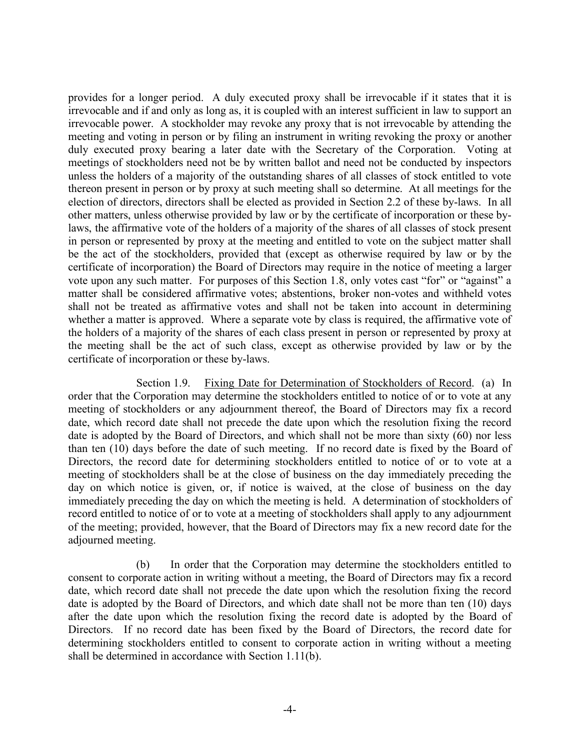provides for a longer period. A duly executed proxy shall be irrevocable if it states that it is irrevocable and if and only as long as, it is coupled with an interest sufficient in law to support an irrevocable power. A stockholder may revoke any proxy that is not irrevocable by attending the meeting and voting in person or by filing an instrument in writing revoking the proxy or another duly executed proxy bearing a later date with the Secretary of the Corporation. Voting at meetings of stockholders need not be by written ballot and need not be conducted by inspectors unless the holders of a majority of the outstanding shares of all classes of stock entitled to vote thereon present in person or by proxy at such meeting shall so determine. At all meetings for the election of directors, directors shall be elected as provided in Section 2.2 of these by-laws. In all other matters, unless otherwise provided by law or by the certificate of incorporation or these by-laws, the affirmative vote of the holders of a majority of the shares of all classes of stock present in person or represented by proxy at the meeting and entitled to vote on the subject matter shall be the act of the stockholders, provided that (except as otherwise required by law or by the certificate of incorporation) the Board of Directors may require in the notice of meeting a larger vote upon any such matter. For purposes of this Section 1.8, only votes cast "for" or "against" a matter shall be considered affirmative votes; abstentions, broker non-votes and withheld votes shall not be treated as affirmative votes and shall not be taken into account in determining whether a matter is approved. Where a separate vote by class is required, the affirmative vote of the holders of a majority of the shares of each class present in person or represented by proxy at the meeting shall be the act of such class, except as otherwise provided by law or by the certificate of incorporation or these by-laws.

Section 1.9. Fixing Date for Determination of Stockholders of Record. (a) In order that the Corporation may determine the stockholders entitled to notice of or to vote at any meeting of stockholders or any adjournment thereof, the Board of Directors may fix a record date, which record date shall not precede the date upon which the resolution fixing the record date is adopted by the Board of Directors, and which shall not be more than sixty (60) nor less than ten (10) days before the date of such meeting. If no record date is fixed by the Board of Directors, the record date for determining stockholders entitled to notice of or to vote at a meeting of stockholders shall be at the close of business on the day immediately preceding the day on which notice is given, or, if notice is waived, at the close of business on the day immediately preceding the day on which the meeting is held. A determination of stockholders of record entitled to notice of or to vote at a meeting of stockholders shall apply to any adjournment of the meeting; provided, however, that the Board of Directors may fix a new record date for the adjourned meeting.

(b) In order that the Corporation may determine the stockholders entitled to consent to corporate action in writing without a meeting, the Board of Directors may fix a record date, which record date shall not precede the date upon which the resolution fixing the record date is adopted by the Board of Directors, and which date shall not be more than ten (10) days after the date upon which the resolution fixing the record date is adopted by the Board of Directors. If no record date has been fixed by the Board of Directors, the record date for determining stockholders entitled to consent to corporate action in writing without a meeting shall be determined in accordance with Section 1.11(b).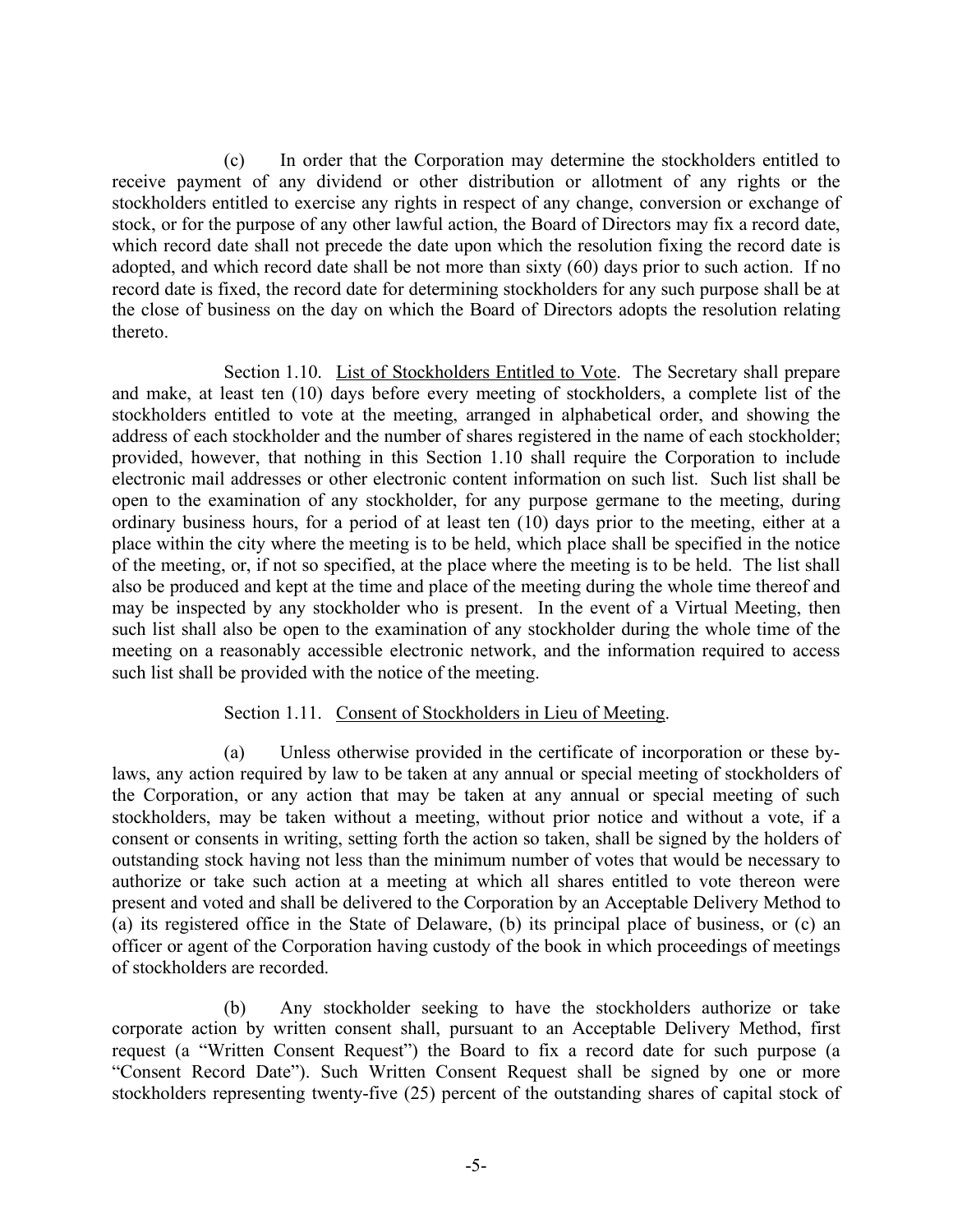(c) In order that the Corporation may determine the stockholders entitled to receive payment of any dividend or other distribution or allotment of any rights or the stockholders entitled to exercise any rights in respect of any change, conversion or exchange of stock, or for the purpose of any other lawful action, the Board of Directors may fix a record date, which record date shall not precede the date upon which the resolution fixing the record date is adopted, and which record date shall be not more than sixty (60) days prior to such action. If no record date is fixed, the record date for determining stockholders for any such purpose shall be at the close of business on the day on which the Board of Directors adopts the resolution relating thereto.

Section 1.10. List of Stockholders Entitled to Vote. The Secretary shall prepare and make, at least ten (10) days before every meeting of stockholders, a complete list of the stockholders entitled to vote at the meeting, arranged in alphabetical order, and showing the address of each stockholder and the number of shares registered in the name of each stockholder; provided, however, that nothing in this Section 1.10 shall require the Corporation to include electronic mail addresses or other electronic content information on such list. Such list shall be open to the examination of any stockholder, for any purpose germane to the meeting, during ordinary business hours, for a period of at least ten (10) days prior to the meeting, either at a place within the city where the meeting is to be held, which place shall be specified in the notice of the meeting, or, if not so specified, at the place where the meeting is to be held. The list shall also be produced and kept at the time and place of the meeting during the whole time thereof and may be inspected by any stockholder who is present. In the event of a Virtual Meeting, then such list shall also be open to the examination of any stockholder during the whole time of the meeting on a reasonably accessible electronic network, and the information required to access such list shall be provided with the notice of the meeting.

Section 1.11. Consent of Stockholders in Lieu of Meeting.

(a) Unless otherwise provided in the certificate of incorporation or these by-laws, any action required by law to be taken at any annual or special meeting of stockholders of the Corporation, or any action that may be taken at any annual or special meeting of such stockholders, may be taken without a meeting, without prior notice and without a vote, if a consent or consents in writing, setting forth the action so taken, shall be signed by the holders of outstanding stock having not less than the minimum number of votes that would be necessary to authorize or take such action at a meeting at which all shares entitled to vote thereon were present and voted and shall be delivered to the Corporation by an Acceptable Delivery Method to (a) its registered office in the State of Delaware, (b) its principal place of business, or (c) an officer or agent of the Corporation having custody of the book in which proceedings of meetings of stockholders are recorded.

(b) Any stockholder seeking to have the stockholders authorize or take corporate action by written consent shall, pursuant to an Acceptable Delivery Method, first request (a "Written Consent Request") the Board to fix a record date for such purpose (a "Consent Record Date"). Such Written Consent Request shall be signed by one or more stockholders representing twenty-five (25) percent of the outstanding shares of capital stock of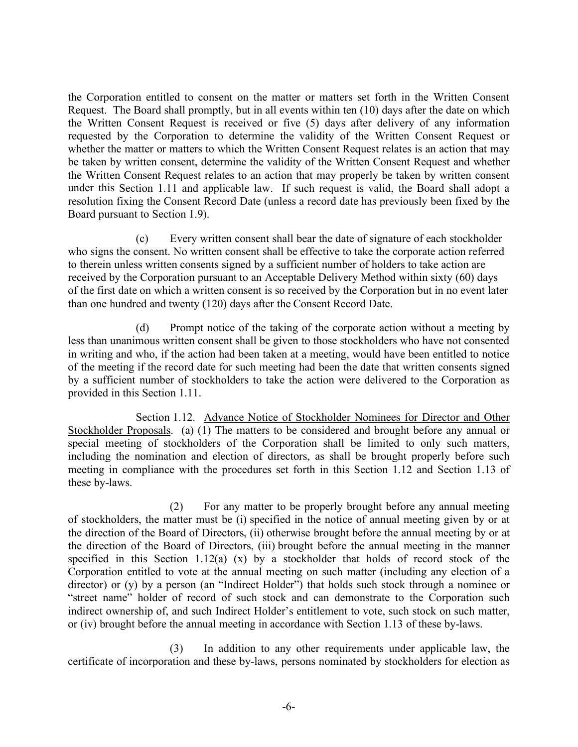the Corporation entitled to consent on the matter or matters set forth in the Written Consent Request. The Board shall promptly, but in all events within ten (10) days after the date on which the Written Consent Request is received or five (5) days after delivery of any information requested by the Corporation to determine the validity of the Written Consent Request or whether the matter or matters to which the Written Consent Request relates is an action that may be taken by written consent, determine the validity of the Written Consent Request and whether the Written Consent Request relates to an action that may properly be taken by written consent under this Section 1.11 and applicable law. If such request is valid, the Board shall adopt a resolution fixing the Consent Record Date (unless a record date has previously been fixed by the Board pursuant to Section 1.9).

(c) Every written consent shall bear the date of signature of each stockholder who signs the consent. No written consent shall be effective to take the corporate action referred to therein unless written consents signed by a sufficient number of holders to take action are received by the Corporation pursuant to an Acceptable Delivery Method within sixty (60) days of the first date on which a written consent is so received by the Corporation but in no event later than one hundred and twenty (120) days after the Consent Record Date.

(d) Prompt notice of the taking of the corporate action without a meeting by less than unanimous written consent shall be given to those stockholders who have not consented in writing and who, if the action had been taken at a meeting, would have been entitled to notice of the meeting if the record date for such meeting had been the date that written consents signed by a sufficient number of stockholders to take the action were delivered to the Corporation as provided in this Section 1.11.

Section 1.12. Advance Notice of Stockholder Nominees for Director and Other Stockholder Proposals. (a) (1) The matters to be considered and brought before any annual or special meeting of stockholders of the Corporation shall be limited to only such matters, including the nomination and election of directors, as shall be brought properly before such meeting in compliance with the procedures set forth in this Section 1.12 and Section 1.13 of these by-laws.

(2) For any matter to be properly brought before any annual meeting of stockholders, the matter must be (i) specified in the notice of annual meeting given by or at the direction of the Board of Directors, (ii) otherwise brought before the annual meeting by or at the direction of the Board of Directors, (iii) brought before the annual meeting in the manner specified in this Section 1.12(a) (x) by a stockholder that holds of record stock of the Corporation entitled to vote at the annual meeting on such matter (including any election of a director) or (y) by a person (an "Indirect Holder") that holds such stock through a nominee or "street name" holder of record of such stock and can demonstrate to the Corporation such indirect ownership of, and such Indirect Holder's entitlement to vote, such stock on such matter, or (iv) brought before the annual meeting in accordance with Section 1.13 of these by-laws.

(3) In addition to any other requirements under applicable law, the certificate of incorporation and these by-laws, persons nominated by stockholders for election as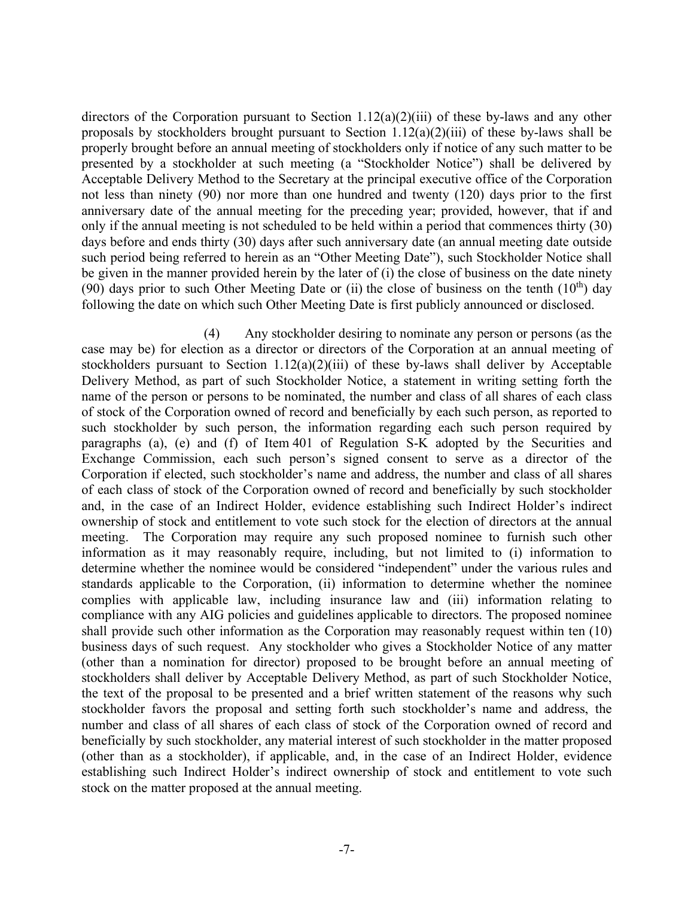directors of the Corporation pursuant to Section 1.12(a)(2)(iii) of these by-laws and any other proposals by stockholders brought pursuant to Section 1.12(a)(2)(iii) of these by-laws shall be properly brought before an annual meeting of stockholders only if notice of any such matter to be presented by a stockholder at such meeting (a "Stockholder Notice") shall be delivered by Acceptable Delivery Method to the Secretary at the principal executive office of the Corporation not less than ninety (90) nor more than one hundred and twenty (120) days prior to the first anniversary date of the annual meeting for the preceding year; provided, however, that if and only if the annual meeting is not scheduled to be held within a period that commences thirty (30) days before and ends thirty (30) days after such anniversary date (an annual meeting date outside such period being referred to herein as an "Other Meeting Date"), such Stockholder Notice shall be given in the manner provided herein by the later of (i) the close of business on the date ninety (90) days prior to such Other Meeting Date or (ii) the close of business on the tenth (10th) day following the date on which such Other Meeting Date is first publicly announced or disclosed.

(4) Any stockholder desiring to nominate any person or persons (as the case may be) for election as a director or directors of the Corporation at an annual meeting of stockholders pursuant to Section 1.12(a)(2)(iii) of these by-laws shall deliver by Acceptable Delivery Method, as part of such Stockholder Notice, a statement in writing setting forth the name of the person or persons to be nominated, the number and class of all shares of each class of stock of the Corporation owned of record and beneficially by each such person, as reported to such stockholder by such person, the information regarding each such person required by paragraphs (a), (e) and (f) of Item 401 of Regulation S-K adopted by the Securities and Exchange Commission, each such person's signed consent to serve as a director of the Corporation if elected, such stockholder's name and address, the number and class of all shares of each class of stock of the Corporation owned of record and beneficially by such stockholder and, in the case of an Indirect Holder, evidence establishing such Indirect Holder's indirect ownership of stock and entitlement to vote such stock for the election of directors at the annual meeting. The Corporation may require any such proposed nominee to furnish such other information as it may reasonably require, including, but not limited to (i) information to determine whether the nominee would be considered "independent" under the various rules and standards applicable to the Corporation, (ii) information to determine whether the nominee complies with applicable law, including insurance law and (iii) information relating to compliance with any AIG policies and guidelines applicable to directors. The proposed nominee shall provide such other information as the Corporation may reasonably request within ten (10) business days of such request. Any stockholder who gives a Stockholder Notice of any matter (other than a nomination for director) proposed to be brought before an annual meeting of stockholders shall deliver by Acceptable Delivery Method, as part of such Stockholder Notice, the text of the proposal to be presented and a brief written statement of the reasons why such stockholder favors the proposal and setting forth such stockholder's name and address, the number and class of all shares of each class of stock of the Corporation owned of record and beneficially by such stockholder, any material interest of such stockholder in the matter proposed (other than as a stockholder), if applicable, and, in the case of an Indirect Holder, evidence establishing such Indirect Holder's indirect ownership of stock and entitlement to vote such stock on the matter proposed at the annual meeting.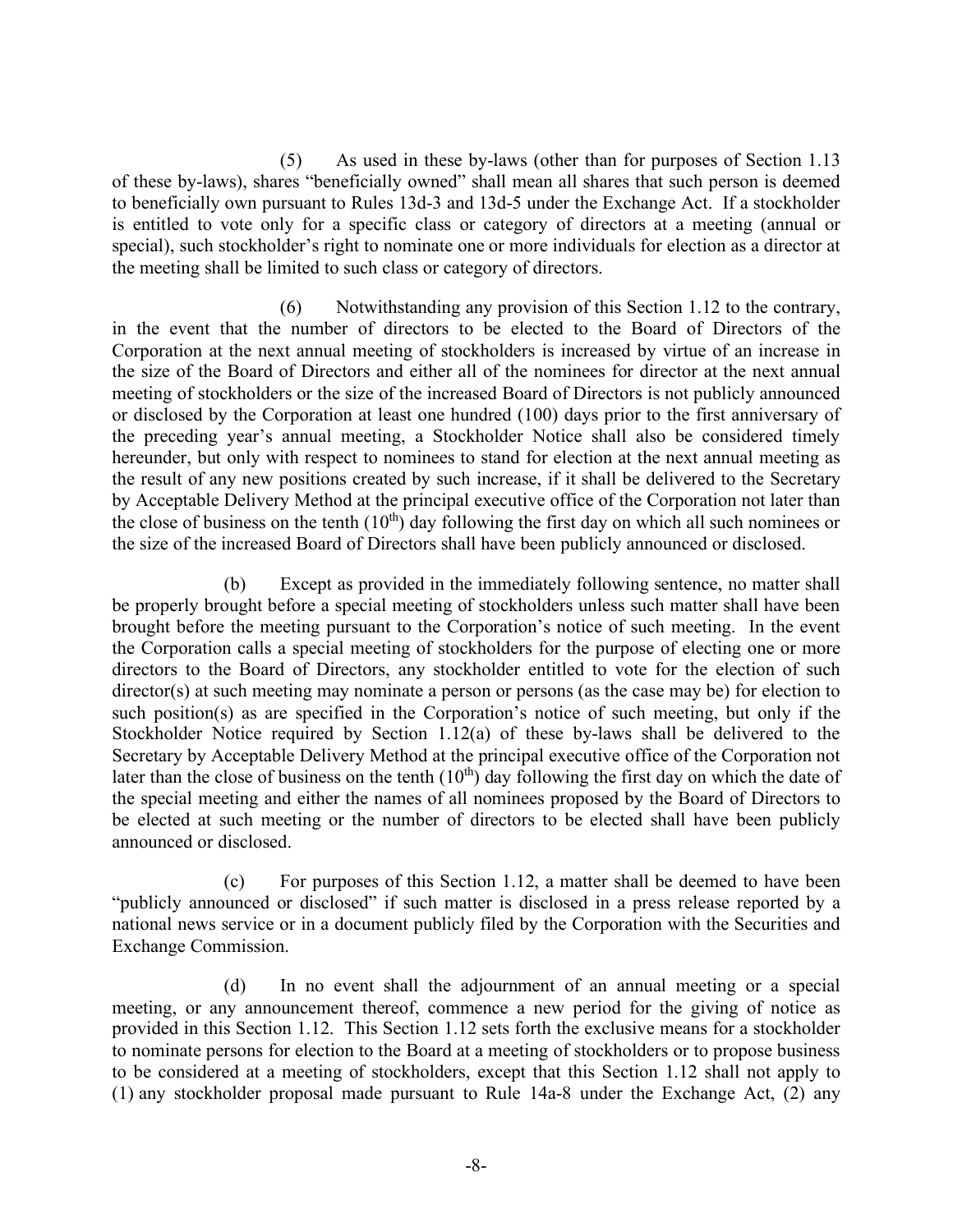(5) As used in these by-laws (other than for purposes of Section 1.13 of these by-laws), shares "beneficially owned" shall mean all shares that such person is deemed to beneficially own pursuant to Rules 13d-3 and 13d-5 under the Exchange Act. If a stockholder is entitled to vote only for a specific class or category of directors at a meeting (annual or special), such stockholder's right to nominate one or more individuals for election as a director at the meeting shall be limited to such class or category of directors.

(6) Notwithstanding any provision of this Section 1.12 to the contrary, in the event that the number of directors to be elected to the Board of Directors of the Corporation at the next annual meeting of stockholders is increased by virtue of an increase in the size of the Board of Directors and either all of the nominees for director at the next annual meeting of stockholders or the size of the increased Board of Directors is not publicly announced or disclosed by the Corporation at least one hundred (100) days prior to the first anniversary of the preceding year's annual meeting, a Stockholder Notice shall also be considered timely hereunder, but only with respect to nominees to stand for election at the next annual meeting as the result of any new positions created by such increase, if it shall be delivered to the Secretary by Acceptable Delivery Method at the principal executive office of the Corporation not later than the close of business on the tenth (10th) day following the first day on which all such nominees or the size of the increased Board of Directors shall have been publicly announced or disclosed.

(b) Except as provided in the immediately following sentence, no matter shall be properly brought before a special meeting of stockholders unless such matter shall have been brought before the meeting pursuant to the Corporation's notice of such meeting. In the event the Corporation calls a special meeting of stockholders for the purpose of electing one or more directors to the Board of Directors, any stockholder entitled to vote for the election of such director(s) at such meeting may nominate a person or persons (as the case may be) for election to such position(s) as are specified in the Corporation's notice of such meeting, but only if the Stockholder Notice required by Section 1.12(a) of these by-laws shall be delivered to the Secretary by Acceptable Delivery Method at the principal executive office of the Corporation not later than the close of business on the tenth (10th) day following the first day on which the date of the special meeting and either the names of all nominees proposed by the Board of Directors to be elected at such meeting or the number of directors to be elected shall have been publicly announced or disclosed.

(c) For purposes of this Section 1.12, a matter shall be deemed to have been "publicly announced or disclosed" if such matter is disclosed in a press release reported by a national news service or in a document publicly filed by the Corporation with the Securities and Exchange Commission.

(d) In no event shall the adjournment of an annual meeting or a special meeting, or any announcement thereof, commence a new period for the giving of notice as provided in this Section 1.12. This Section 1.12 sets forth the exclusive means for a stockholder to nominate persons for election to the Board at a meeting of stockholders or to propose business to be considered at a meeting of stockholders, except that this Section 1.12 shall not apply to (1) any stockholder proposal made pursuant to Rule 14a-8 under the Exchange Act, (2) any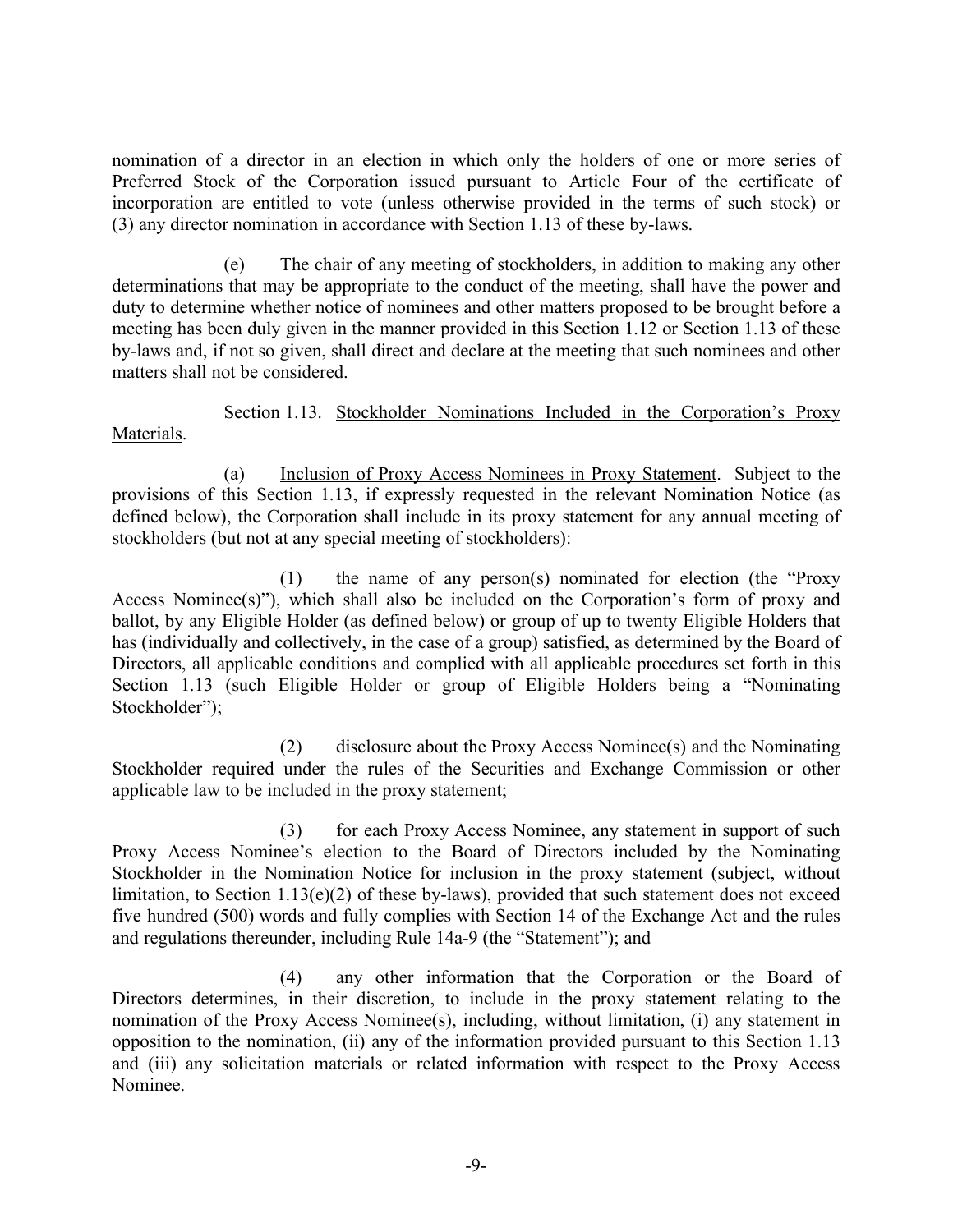nomination of a director in an election in which only the holders of one or more series of Preferred Stock of the Corporation issued pursuant to Article Four of the certificate of incorporation are entitled to vote (unless otherwise provided in the terms of such stock) or (3) any director nomination in accordance with Section 1.13 of these by-laws.

(e) The chair of any meeting of stockholders, in addition to making any other determinations that may be appropriate to the conduct of the meeting, shall have the power and duty to determine whether notice of nominees and other matters proposed to be brought before a meeting has been duly given in the manner provided in this Section 1.12 or Section 1.13 of these by-laws and, if not so given, shall direct and declare at the meeting that such nominees and other matters shall not be considered.

Section 1.13. Stockholder Nominations Included in the Corporation's Proxy Materials.

(a) Inclusion of Proxy Access Nominees in Proxy Statement. Subject to the provisions of this Section 1.13, if expressly requested in the relevant Nomination Notice (as defined below), the Corporation shall include in its proxy statement for any annual meeting of stockholders (but not at any special meeting of stockholders):

(1) the name of any person(s) nominated for election (the "Proxy Access Nominee(s)"), which shall also be included on the Corporation's form of proxy and ballot, by any Eligible Holder (as defined below) or group of up to twenty Eligible Holders that has (individually and collectively, in the case of a group) satisfied, as determined by the Board of Directors, all applicable conditions and complied with all applicable procedures set forth in this Section 1.13 (such Eligible Holder or group of Eligible Holders being a "Nominating Stockholder");

(2) disclosure about the Proxy Access Nominee(s) and the Nominating Stockholder required under the rules of the Securities and Exchange Commission or other applicable law to be included in the proxy statement;

(3) for each Proxy Access Nominee, any statement in support of such Proxy Access Nominee's election to the Board of Directors included by the Nominating Stockholder in the Nomination Notice for inclusion in the proxy statement (subject, without limitation, to Section 1.13(e)(2) of these by-laws), provided that such statement does not exceed five hundred (500) words and fully complies with Section 14 of the Exchange Act and the rules and regulations thereunder, including Rule 14a-9 (the "Statement"); and

(4) any other information that the Corporation or the Board of Directors determines, in their discretion, to include in the proxy statement relating to the nomination of the Proxy Access Nominee(s), including, without limitation, (i) any statement in opposition to the nomination, (ii) any of the information provided pursuant to this Section 1.13 and (iii) any solicitation materials or related information with respect to the Proxy Access Nominee.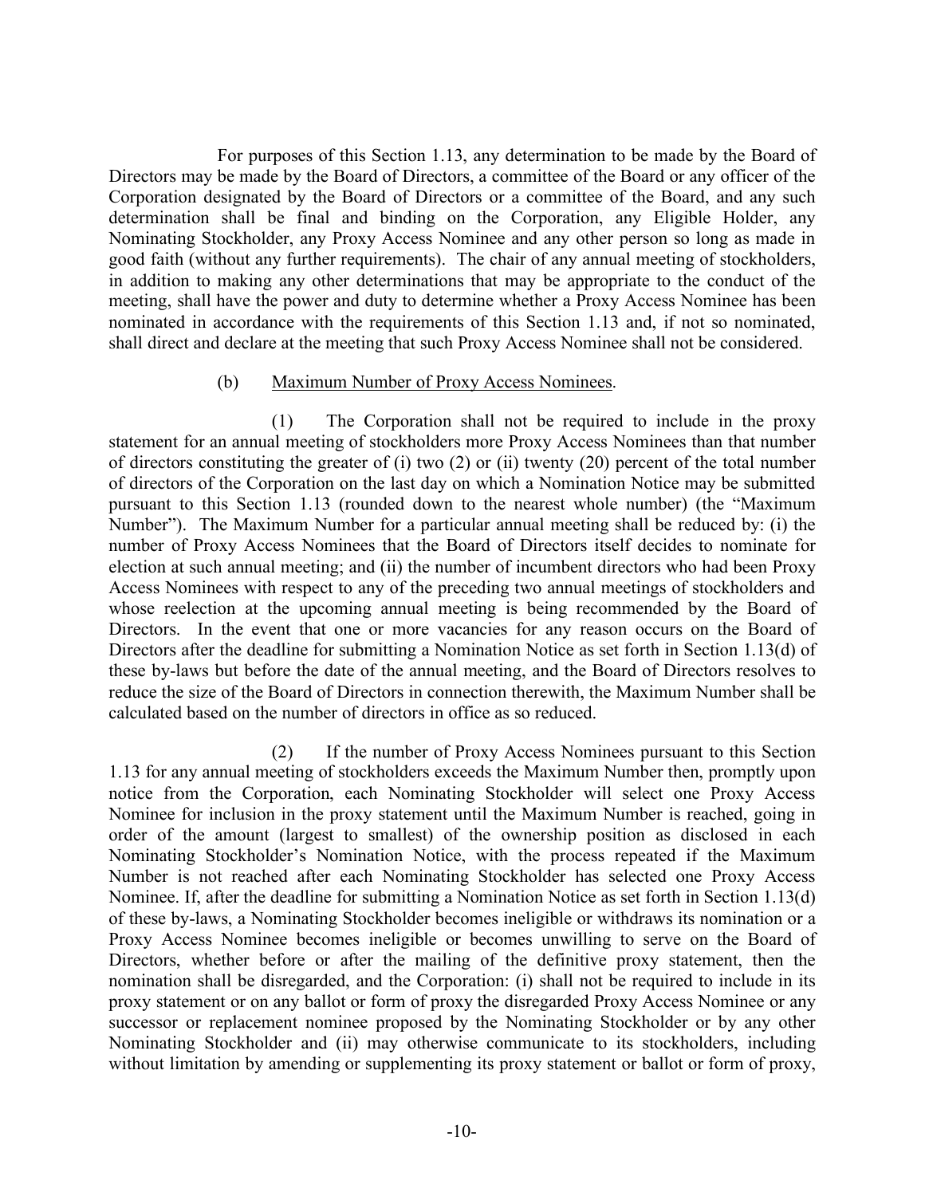For purposes of this Section 1.13, any determination to be made by the Board of Directors may be made by the Board of Directors, a committee of the Board or any officer of the Corporation designated by the Board of Directors or a committee of the Board, and any such determination shall be final and binding on the Corporation, any Eligible Holder, any Nominating Stockholder, any Proxy Access Nominee and any other person so long as made in good faith (without any further requirements). The chair of any annual meeting of stockholders, in addition to making any other determinations that may be appropriate to the conduct of the meeting, shall have the power and duty to determine whether a Proxy Access Nominee has been nominated in accordance with the requirements of this Section 1.13 and, if not so nominated, shall direct and declare at the meeting that such Proxy Access Nominee shall not be considered.

(b) Maximum Number of Proxy Access Nominees.

(1) The Corporation shall not be required to include in the proxy statement for an annual meeting of stockholders more Proxy Access Nominees than that number of directors constituting the greater of (i) two (2) or (ii) twenty (20) percent of the total number of directors of the Corporation on the last day on which a Nomination Notice may be submitted pursuant to this Section 1.13 (rounded down to the nearest whole number) (the "Maximum Number"). The Maximum Number for a particular annual meeting shall be reduced by: (i) the number of Proxy Access Nominees that the Board of Directors itself decides to nominate for election at such annual meeting; and (ii) the number of incumbent directors who had been Proxy Access Nominees with respect to any of the preceding two annual meetings of stockholders and whose reelection at the upcoming annual meeting is being recommended by the Board of Directors. In the event that one or more vacancies for any reason occurs on the Board of Directors after the deadline for submitting a Nomination Notice as set forth in Section 1.13(d) of these by-laws but before the date of the annual meeting, and the Board of Directors resolves to reduce the size of the Board of Directors in connection therewith, the Maximum Number shall be calculated based on the number of directors in office as so reduced.

(2) If the number of Proxy Access Nominees pursuant to this Section 1.13 for any annual meeting of stockholders exceeds the Maximum Number then, promptly upon notice from the Corporation, each Nominating Stockholder will select one Proxy Access Nominee for inclusion in the proxy statement until the Maximum Number is reached, going in order of the amount (largest to smallest) of the ownership position as disclosed in each Nominating Stockholder's Nomination Notice, with the process repeated if the Maximum Number is not reached after each Nominating Stockholder has selected one Proxy Access Nominee. If, after the deadline for submitting a Nomination Notice as set forth in Section 1.13(d) of these by-laws, a Nominating Stockholder becomes ineligible or withdraws its nomination or a Proxy Access Nominee becomes ineligible or becomes unwilling to serve on the Board of Directors, whether before or after the mailing of the definitive proxy statement, then the nomination shall be disregarded, and the Corporation: (i) shall not be required to include in its proxy statement or on any ballot or form of proxy the disregarded Proxy Access Nominee or any successor or replacement nominee proposed by the Nominating Stockholder or by any other Nominating Stockholder and (ii) may otherwise communicate to its stockholders, including without limitation by amending or supplementing its proxy statement or ballot or form of proxy,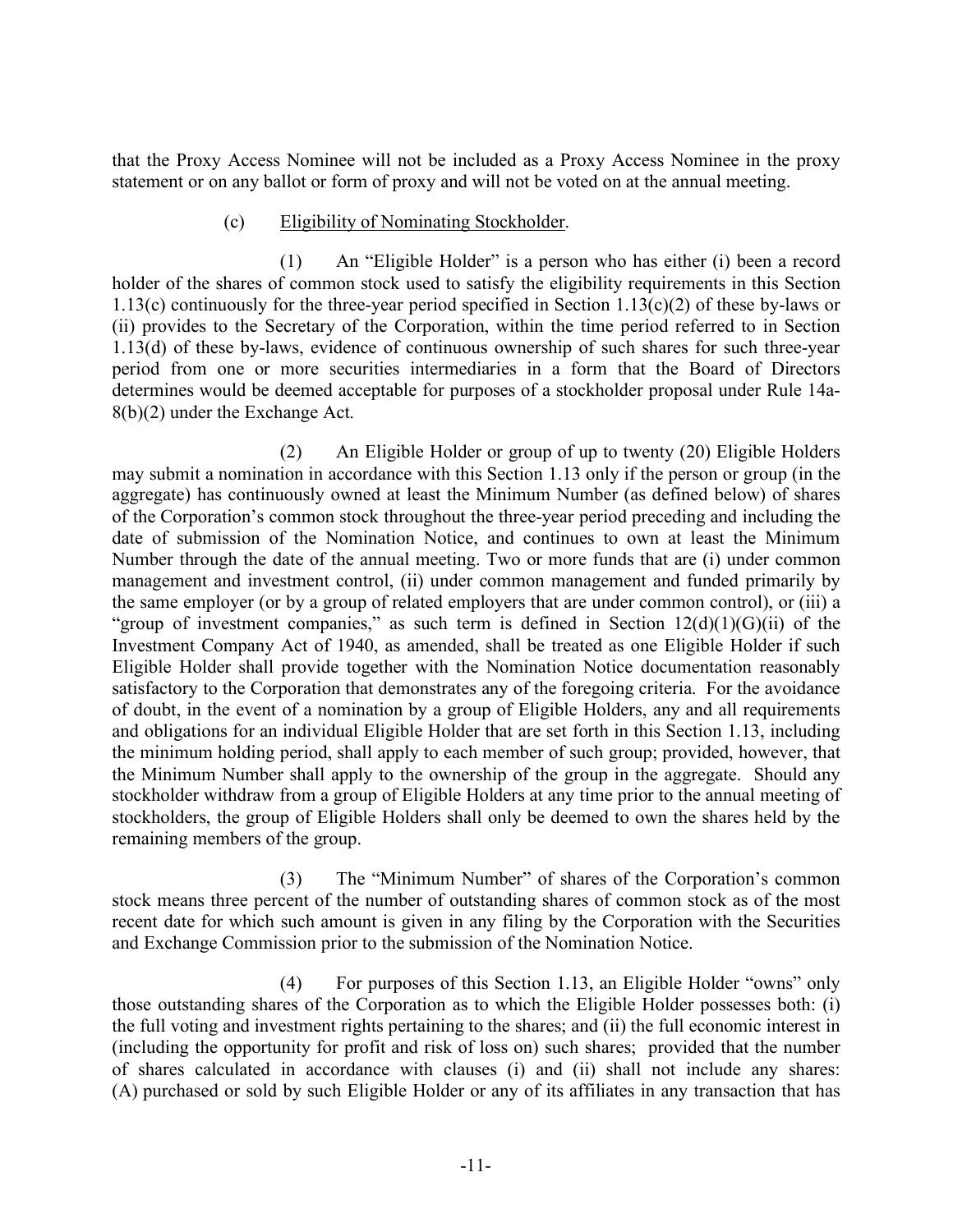that the Proxy Access Nominee will not be included as a Proxy Access Nominee in the proxy statement or on any ballot or form of proxy and will not be voted on at the annual meeting.

(c) Eligibility of Nominating Stockholder.

(1) An "Eligible Holder" is a person who has either (i) been a record holder of the shares of common stock used to satisfy the eligibility requirements in this Section 1.13(c) continuously for the three-year period specified in Section 1.13(c)(2) of these by-laws or (ii) provides to the Secretary of the Corporation, within the time period referred to in Section 1.13(d) of these by-laws, evidence of continuous ownership of such shares for such three-year period from one or more securities intermediaries in a form that the Board of Directors determines would be deemed acceptable for purposes of a stockholder proposal under Rule 14a-8(b)(2) under the Exchange Act.

(2) An Eligible Holder or group of up to twenty (20) Eligible Holders may submit a nomination in accordance with this Section 1.13 only if the person or group (in the aggregate) has continuously owned at least the Minimum Number (as defined below) of shares of the Corporation's common stock throughout the three-year period preceding and including the date of submission of the Nomination Notice, and continues to own at least the Minimum Number through the date of the annual meeting. Two or more funds that are (i) under common management and investment control, (ii) under common management and funded primarily by the same employer (or by a group of related employers that are under common control), or (iii) a "group of investment companies," as such term is defined in Section 12(d)(1)(G)(ii) of the Investment Company Act of 1940, as amended, shall be treated as one Eligible Holder if such Eligible Holder shall provide together with the Nomination Notice documentation reasonably satisfactory to the Corporation that demonstrates any of the foregoing criteria. For the avoidance of doubt, in the event of a nomination by a group of Eligible Holders, any and all requirements and obligations for an individual Eligible Holder that are set forth in this Section 1.13, including the minimum holding period, shall apply to each member of such group; provided, however, that the Minimum Number shall apply to the ownership of the group in the aggregate. Should any stockholder withdraw from a group of Eligible Holders at any time prior to the annual meeting of stockholders, the group of Eligible Holders shall only be deemed to own the shares held by the remaining members of the group.

(3) The "Minimum Number" of shares of the Corporation's common stock means three percent of the number of outstanding shares of common stock as of the most recent date for which such amount is given in any filing by the Corporation with the Securities and Exchange Commission prior to the submission of the Nomination Notice.

(4) For purposes of this Section 1.13, an Eligible Holder "owns" only those outstanding shares of the Corporation as to which the Eligible Holder possesses both: (i) the full voting and investment rights pertaining to the shares; and (ii) the full economic interest in (including the opportunity for profit and risk of loss on) such shares; provided that the number of shares calculated in accordance with clauses (i) and (ii) shall not include any shares: (A) purchased or sold by such Eligible Holder or any of its affiliates in any transaction that has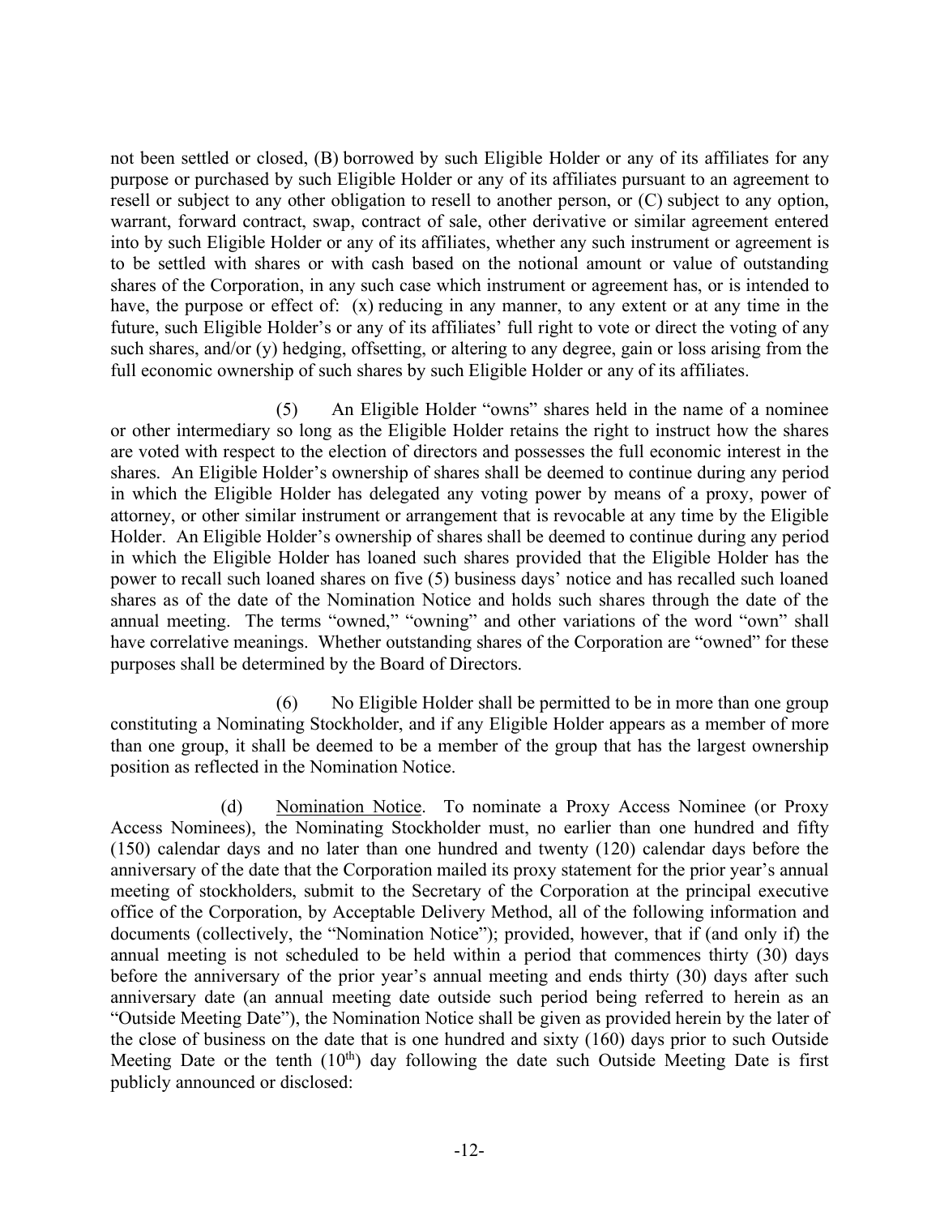not been settled or closed, (B) borrowed by such Eligible Holder or any of its affiliates for any purpose or purchased by such Eligible Holder or any of its affiliates pursuant to an agreement to resell or subject to any other obligation to resell to another person, or (C) subject to any option, warrant, forward contract, swap, contract of sale, other derivative or similar agreement entered into by such Eligible Holder or any of its affiliates, whether any such instrument or agreement is to be settled with shares or with cash based on the notional amount or value of outstanding shares of the Corporation, in any such case which instrument or agreement has, or is intended to have, the purpose or effect of: (x) reducing in any manner, to any extent or at any time in the future, such Eligible Holder's or any of its affiliates' full right to vote or direct the voting of any such shares, and/or (y) hedging, offsetting, or altering to any degree, gain or loss arising from the full economic ownership of such shares by such Eligible Holder or any of its affiliates.

(5) An Eligible Holder "owns" shares held in the name of a nominee or other intermediary so long as the Eligible Holder retains the right to instruct how the shares are voted with respect to the election of directors and possesses the full economic interest in the shares. An Eligible Holder's ownership of shares shall be deemed to continue during any period in which the Eligible Holder has delegated any voting power by means of a proxy, power of attorney, or other similar instrument or arrangement that is revocable at any time by the Eligible Holder. An Eligible Holder's ownership of shares shall be deemed to continue during any period in which the Eligible Holder has loaned such shares provided that the Eligible Holder has the power to recall such loaned shares on five (5) business days' notice and has recalled such loaned shares as of the date of the Nomination Notice and holds such shares through the date of the annual meeting. The terms "owned," "owning" and other variations of the word "own" shall have correlative meanings. Whether outstanding shares of the Corporation are "owned" for these purposes shall be determined by the Board of Directors.

(6) No Eligible Holder shall be permitted to be in more than one group constituting a Nominating Stockholder, and if any Eligible Holder appears as a member of more than one group, it shall be deemed to be a member of the group that has the largest ownership position as reflected in the Nomination Notice.

(d) Nomination Notice. To nominate a Proxy Access Nominee (or Proxy Access Nominees), the Nominating Stockholder must, no earlier than one hundred and fifty (150) calendar days and no later than one hundred and twenty (120) calendar days before the anniversary of the date that the Corporation mailed its proxy statement for the prior year's annual meeting of stockholders, submit to the Secretary of the Corporation at the principal executive office of the Corporation, by Acceptable Delivery Method, all of the following information and documents (collectively, the "Nomination Notice"); provided, however, that if (and only if) the annual meeting is not scheduled to be held within a period that commences thirty (30) days before the anniversary of the prior year's annual meeting and ends thirty (30) days after such anniversary date (an annual meeting date outside such period being referred to herein as an "Outside Meeting Date"), the Nomination Notice shall be given as provided herein by the later of the close of business on the date that is one hundred and sixty (160) days prior to such Outside Meeting Date or the tenth (10th) day following the date such Outside Meeting Date is first publicly announced or disclosed: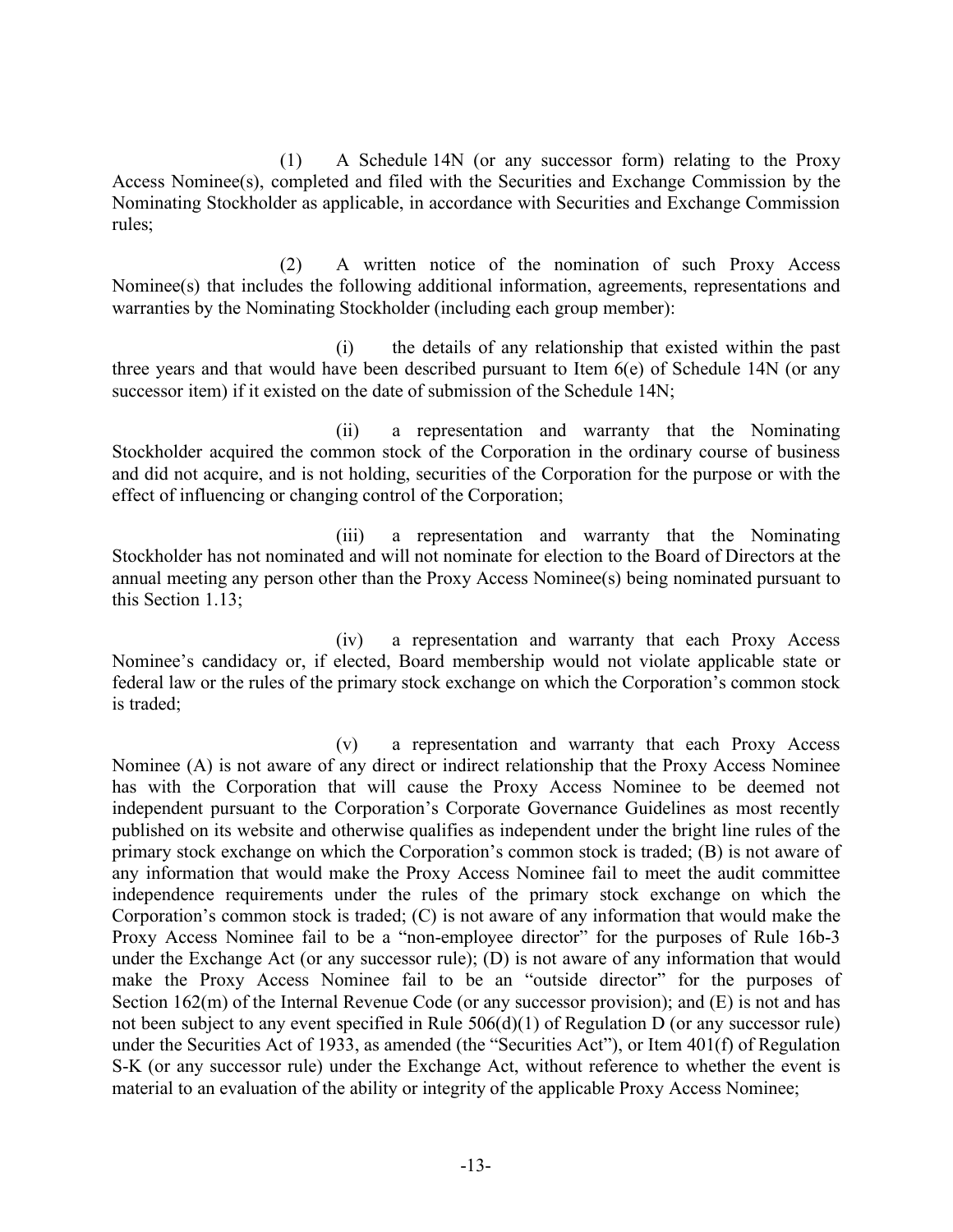(1) A Schedule 14N (or any successor form) relating to the Proxy Access Nominee(s), completed and filed with the Securities and Exchange Commission by the Nominating Stockholder as applicable, in accordance with Securities and Exchange Commission rules;

(2) A written notice of the nomination of such Proxy Access Nominee(s) that includes the following additional information, agreements, representations and warranties by the Nominating Stockholder (including each group member):

(i) the details of any relationship that existed within the past three years and that would have been described pursuant to Item 6(e) of Schedule 14N (or any successor item) if it existed on the date of submission of the Schedule 14N;

(ii) a representation and warranty that the Nominating Stockholder acquired the common stock of the Corporation in the ordinary course of business and did not acquire, and is not holding, securities of the Corporation for the purpose or with the effect of influencing or changing control of the Corporation;

(iii) a representation and warranty that the Nominating Stockholder has not nominated and will not nominate for election to the Board of Directors at the annual meeting any person other than the Proxy Access Nominee(s) being nominated pursuant to this Section 1.13;

(iv) a representation and warranty that each Proxy Access Nominee's candidacy or, if elected, Board membership would not violate applicable state or federal law or the rules of the primary stock exchange on which the Corporation's common stock is traded;

(v) a representation and warranty that each Proxy Access Nominee (A) is not aware of any direct or indirect relationship that the Proxy Access Nominee has with the Corporation that will cause the Proxy Access Nominee to be deemed not independent pursuant to the Corporation's Corporate Governance Guidelines as most recently published on its website and otherwise qualifies as independent under the bright line rules of the primary stock exchange on which the Corporation's common stock is traded; (B) is not aware of any information that would make the Proxy Access Nominee fail to meet the audit committee independence requirements under the rules of the primary stock exchange on which the Corporation's common stock is traded; (C) is not aware of any information that would make the Proxy Access Nominee fail to be a "non-employee director" for the purposes of Rule 16b-3 under the Exchange Act (or any successor rule); (D) is not aware of any information that would make the Proxy Access Nominee fail to be an "outside director" for the purposes of Section 162(m) of the Internal Revenue Code (or any successor provision); and (E) is not and has not been subject to any event specified in Rule 506(d)(1) of Regulation D (or any successor rule) under the Securities Act of 1933, as amended (the "Securities Act"), or Item 401(f) of Regulation S-K (or any successor rule) under the Exchange Act, without reference to whether the event is material to an evaluation of the ability or integrity of the applicable Proxy Access Nominee;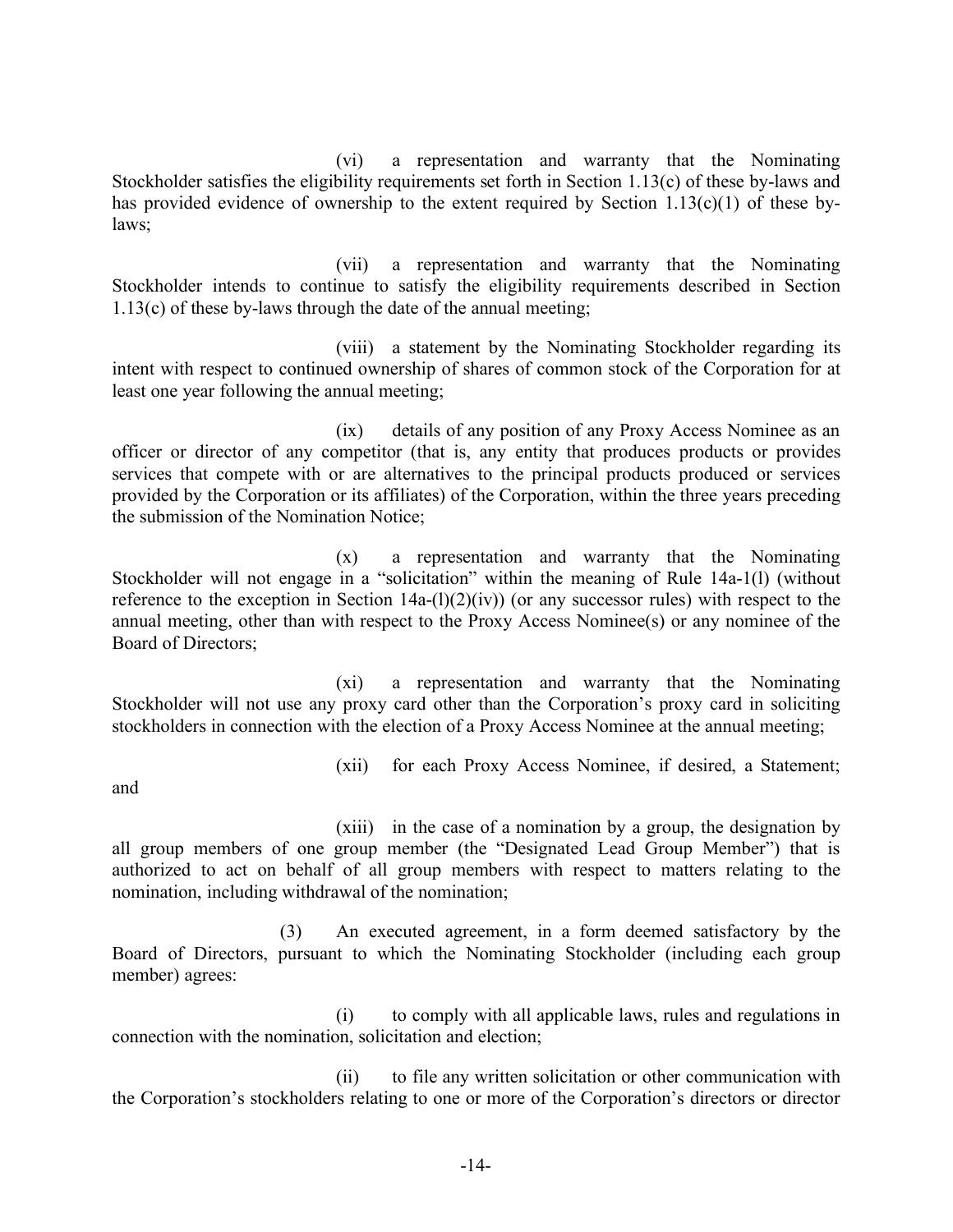(vi) a representation and warranty that the Nominating Stockholder satisfies the eligibility requirements set forth in Section 1.13(c) of these by-laws and has provided evidence of ownership to the extent required by Section 1.13(c)(1) of these by-laws;

(vii) a representation and warranty that the Nominating Stockholder intends to continue to satisfy the eligibility requirements described in Section 1.13(c) of these by-laws through the date of the annual meeting;

(viii) a statement by the Nominating Stockholder regarding its intent with respect to continued ownership of shares of common stock of the Corporation for at least one year following the annual meeting;

(ix) details of any position of any Proxy Access Nominee as an officer or director of any competitor (that is, any entity that produces products or provides services that compete with or are alternatives to the principal products produced or services provided by the Corporation or its affiliates) of the Corporation, within the three years preceding the submission of the Nomination Notice;

(x) a representation and warranty that the Nominating Stockholder will not engage in a "solicitation" within the meaning of Rule 14a-1(l) (without reference to the exception in Section 14a-(l)(2)(iv)) (or any successor rules) with respect to the annual meeting, other than with respect to the Proxy Access Nominee(s) or any nominee of the Board of Directors;

(xi) a representation and warranty that the Nominating Stockholder will not use any proxy card other than the Corporation's proxy card in soliciting stockholders in connection with the election of a Proxy Access Nominee at the annual meeting;

(xii) for each Proxy Access Nominee, if desired, a Statement; and

(xiii) in the case of a nomination by a group, the designation by all group members of one group member (the "Designated Lead Group Member") that is authorized to act on behalf of all group members with respect to matters relating to the nomination, including withdrawal of the nomination;

(3) An executed agreement, in a form deemed satisfactory by the Board of Directors, pursuant to which the Nominating Stockholder (including each group member) agrees:

(i) to comply with all applicable laws, rules and regulations in connection with the nomination, solicitation and election;

(ii) to file any written solicitation or other communication with the Corporation's stockholders relating to one or more of the Corporation's directors or director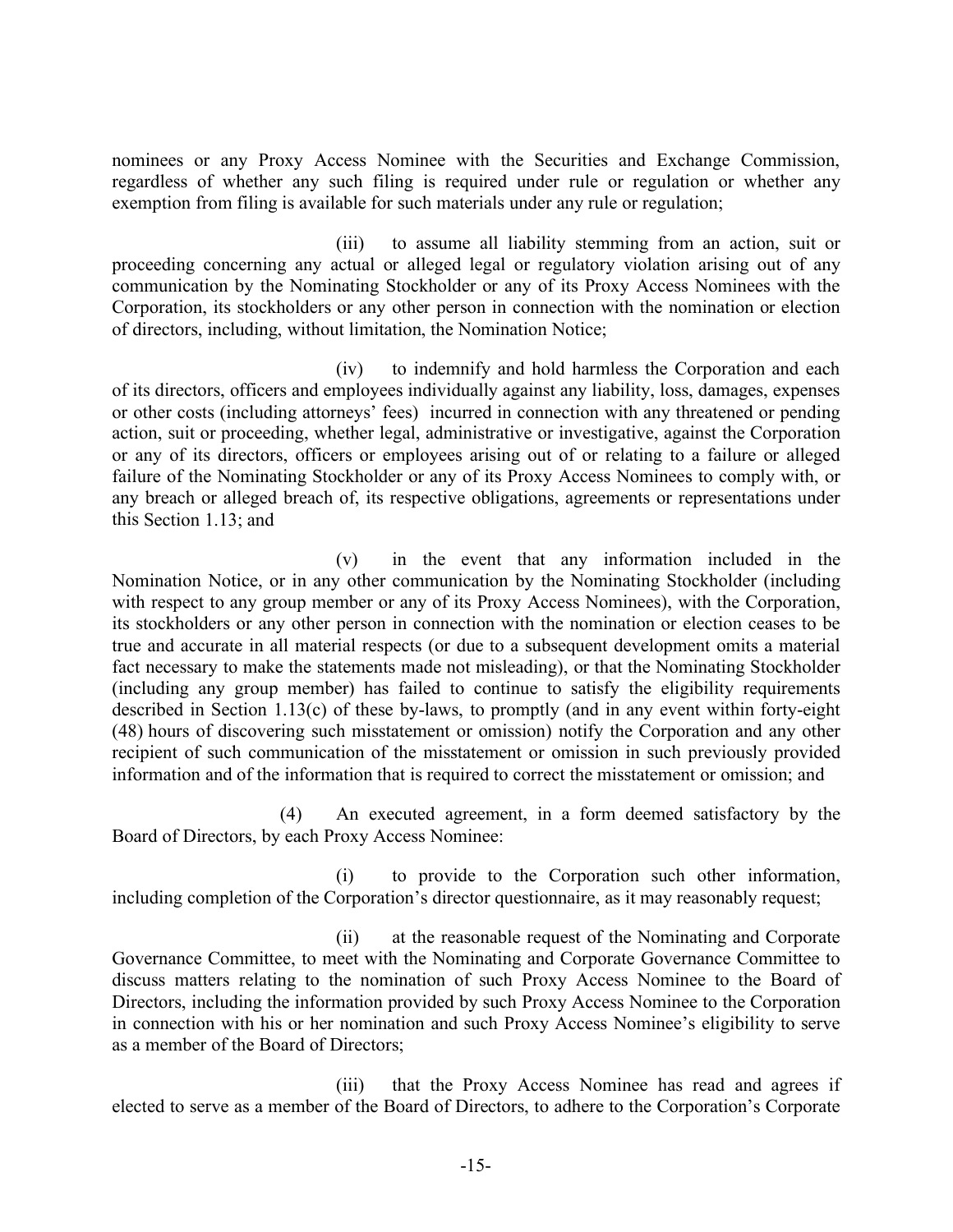nominees or any Proxy Access Nominee with the Securities and Exchange Commission, regardless of whether any such filing is required under rule or regulation or whether any exemption from filing is available for such materials under any rule or regulation;

(iii) to assume all liability stemming from an action, suit or proceeding concerning any actual or alleged legal or regulatory violation arising out of any communication by the Nominating Stockholder or any of its Proxy Access Nominees with the Corporation, its stockholders or any other person in connection with the nomination or election of directors, including, without limitation, the Nomination Notice;

(iv) to indemnify and hold harmless the Corporation and each of its directors, officers and employees individually against any liability, loss, damages, expenses or other costs (including attorneys' fees) incurred in connection with any threatened or pending action, suit or proceeding, whether legal, administrative or investigative, against the Corporation or any of its directors, officers or employees arising out of or relating to a failure or alleged failure of the Nominating Stockholder or any of its Proxy Access Nominees to comply with, or any breach or alleged breach of, its respective obligations, agreements or representations under this Section 1.13; and

(v) in the event that any information included in the Nomination Notice, or in any other communication by the Nominating Stockholder (including with respect to any group member or any of its Proxy Access Nominees), with the Corporation, its stockholders or any other person in connection with the nomination or election ceases to be true and accurate in all material respects (or due to a subsequent development omits a material fact necessary to make the statements made not misleading), or that the Nominating Stockholder (including any group member) has failed to continue to satisfy the eligibility requirements described in Section 1.13(c) of these by-laws, to promptly (and in any event within forty-eight (48) hours of discovering such misstatement or omission) notify the Corporation and any other recipient of such communication of the misstatement or omission in such previously provided information and of the information that is required to correct the misstatement or omission; and

(4) An executed agreement, in a form deemed satisfactory by the Board of Directors, by each Proxy Access Nominee:

(i) to provide to the Corporation such other information, including completion of the Corporation's director questionnaire, as it may reasonably request;

(ii) at the reasonable request of the Nominating and Corporate Governance Committee, to meet with the Nominating and Corporate Governance Committee to discuss matters relating to the nomination of such Proxy Access Nominee to the Board of Directors, including the information provided by such Proxy Access Nominee to the Corporation in connection with his or her nomination and such Proxy Access Nominee's eligibility to serve as a member of the Board of Directors;

(iii) that the Proxy Access Nominee has read and agrees if elected to serve as a member of the Board of Directors, to adhere to the Corporation's Corporate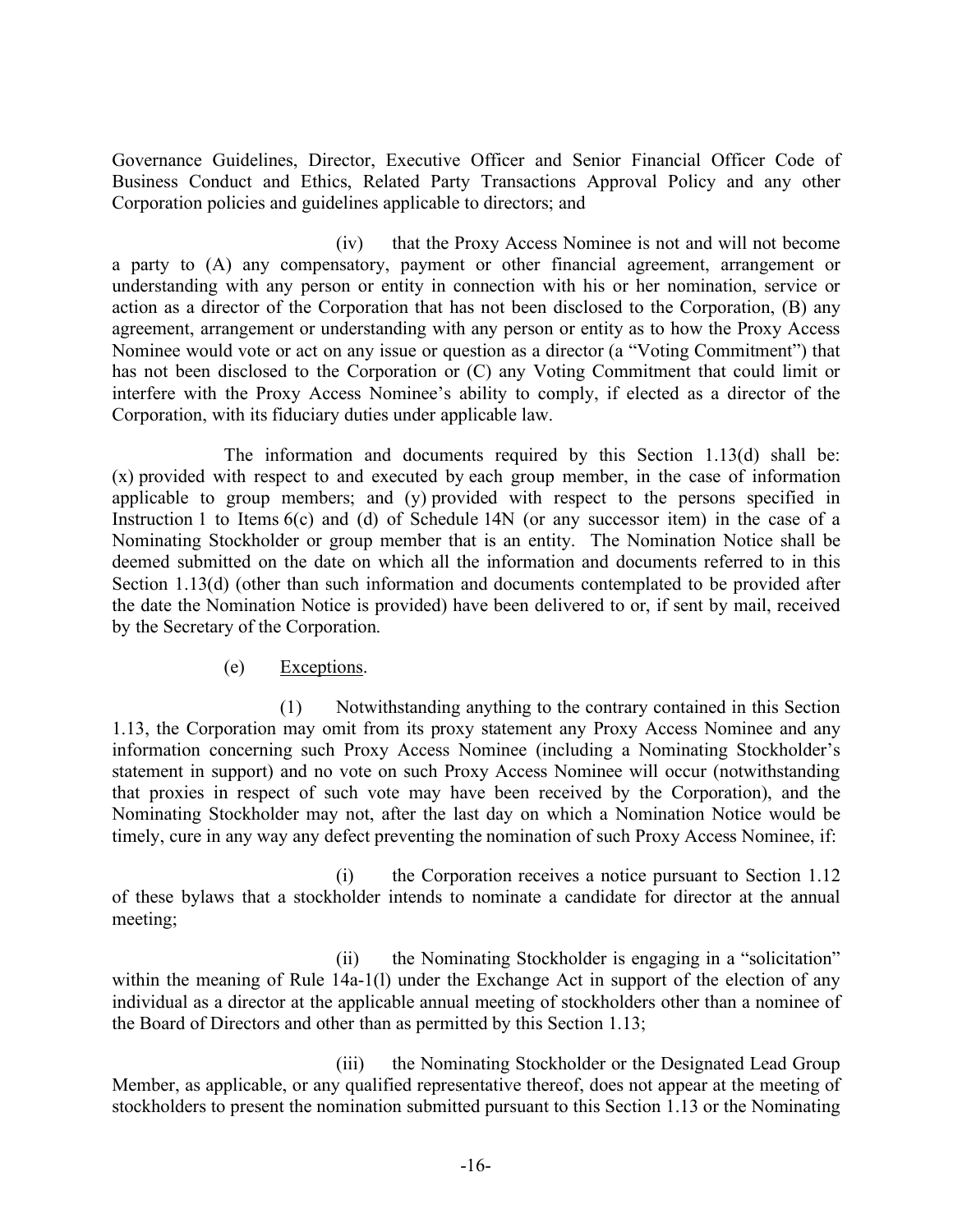Governance Guidelines, Director, Executive Officer and Senior Financial Officer Code of Business Conduct and Ethics, Related Party Transactions Approval Policy and any other Corporation policies and guidelines applicable to directors; and

(iv) that the Proxy Access Nominee is not and will not become a party to (A) any compensatory, payment or other financial agreement, arrangement or understanding with any person or entity in connection with his or her nomination, service or action as a director of the Corporation that has not been disclosed to the Corporation, (B) any agreement, arrangement or understanding with any person or entity as to how the Proxy Access Nominee would vote or act on any issue or question as a director (a "Voting Commitment") that has not been disclosed to the Corporation or (C) any Voting Commitment that could limit or interfere with the Proxy Access Nominee's ability to comply, if elected as a director of the Corporation, with its fiduciary duties under applicable law.

The information and documents required by this Section 1.13(d) shall be: (x) provided with respect to and executed by each group member, in the case of information applicable to group members; and (y) provided with respect to the persons specified in Instruction 1 to Items 6(c) and (d) of Schedule 14N (or any successor item) in the case of a Nominating Stockholder or group member that is an entity. The Nomination Notice shall be deemed submitted on the date on which all the information and documents referred to in this Section 1.13(d) (other than such information and documents contemplated to be provided after the date the Nomination Notice is provided) have been delivered to or, if sent by mail, received by the Secretary of the Corporation.

(e) Exceptions.

(1) Notwithstanding anything to the contrary contained in this Section 1.13, the Corporation may omit from its proxy statement any Proxy Access Nominee and any information concerning such Proxy Access Nominee (including a Nominating Stockholder's statement in support) and no vote on such Proxy Access Nominee will occur (notwithstanding that proxies in respect of such vote may have been received by the Corporation), and the Nominating Stockholder may not, after the last day on which a Nomination Notice would be timely, cure in any way any defect preventing the nomination of such Proxy Access Nominee, if:

(i) the Corporation receives a notice pursuant to Section 1.12 of these bylaws that a stockholder intends to nominate a candidate for director at the annual meeting;

(ii) the Nominating Stockholder is engaging in a "solicitation" within the meaning of Rule 14a-1(l) under the Exchange Act in support of the election of any individual as a director at the applicable annual meeting of stockholders other than a nominee of the Board of Directors and other than as permitted by this Section 1.13;

(iii) the Nominating Stockholder or the Designated Lead Group Member, as applicable, or any qualified representative thereof, does not appear at the meeting of stockholders to present the nomination submitted pursuant to this Section 1.13 or the Nominating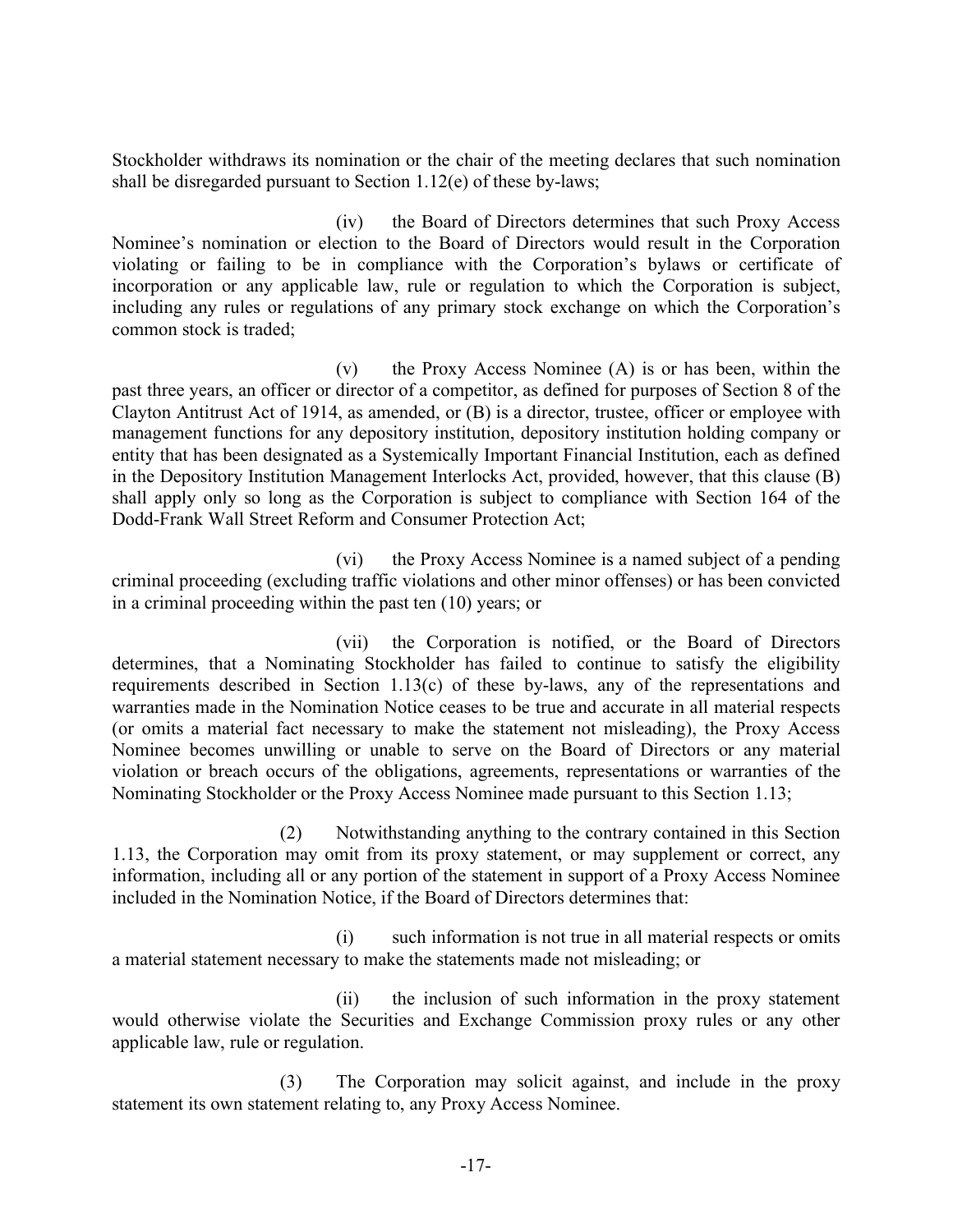Stockholder withdraws its nomination or the chair of the meeting declares that such nomination shall be disregarded pursuant to Section 1.12(e) of these by-laws;

(iv) the Board of Directors determines that such Proxy Access Nominee's nomination or election to the Board of Directors would result in the Corporation violating or failing to be in compliance with the Corporation's bylaws or certificate of incorporation or any applicable law, rule or regulation to which the Corporation is subject, including any rules or regulations of any primary stock exchange on which the Corporation's common stock is traded;

(v) the Proxy Access Nominee (A) is or has been, within the past three years, an officer or director of a competitor, as defined for purposes of Section 8 of the Clayton Antitrust Act of 1914, as amended, or (B) is a director, trustee, officer or employee with management functions for any depository institution, depository institution holding company or entity that has been designated as a Systemically Important Financial Institution, each as defined in the Depository Institution Management Interlocks Act, provided, however, that this clause (B) shall apply only so long as the Corporation is subject to compliance with Section 164 of the Dodd-Frank Wall Street Reform and Consumer Protection Act;

(vi) the Proxy Access Nominee is a named subject of a pending criminal proceeding (excluding traffic violations and other minor offenses) or has been convicted in a criminal proceeding within the past ten (10) years; or

(vii) the Corporation is notified, or the Board of Directors determines, that a Nominating Stockholder has failed to continue to satisfy the eligibility requirements described in Section 1.13(c) of these by-laws, any of the representations and warranties made in the Nomination Notice ceases to be true and accurate in all material respects (or omits a material fact necessary to make the statement not misleading), the Proxy Access Nominee becomes unwilling or unable to serve on the Board of Directors or any material violation or breach occurs of the obligations, agreements, representations or warranties of the Nominating Stockholder or the Proxy Access Nominee made pursuant to this Section 1.13;

(2) Notwithstanding anything to the contrary contained in this Section 1.13, the Corporation may omit from its proxy statement, or may supplement or correct, any information, including all or any portion of the statement in support of a Proxy Access Nominee included in the Nomination Notice, if the Board of Directors determines that:

(i) such information is not true in all material respects or omits a material statement necessary to make the statements made not misleading; or

(ii) the inclusion of such information in the proxy statement would otherwise violate the Securities and Exchange Commission proxy rules or any other applicable law, rule or regulation.

(3) The Corporation may solicit against, and include in the proxy statement its own statement relating to, any Proxy Access Nominee.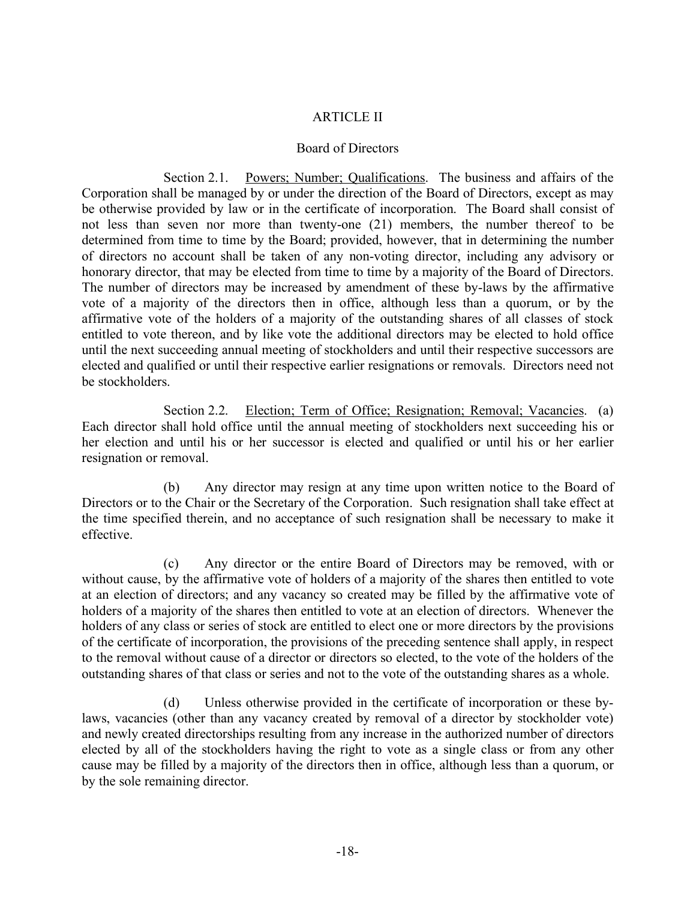# ARTICLE II

## Board of Directors

Section 2.1. Powers; Number; Qualifications. The business and affairs of the Corporation shall be managed by or under the direction of the Board of Directors, except as may be otherwise provided by law or in the certificate of incorporation. The Board shall consist of not less than seven nor more than twenty-one (21) members, the number thereof to be determined from time to time by the Board; provided, however, that in determining the number of directors no account shall be taken of any non-voting director, including any advisory or honorary director, that may be elected from time to time by a majority of the Board of Directors. The number of directors may be increased by amendment of these by-laws by the affirmative vote of a majority of the directors then in office, although less than a quorum, or by the affirmative vote of the holders of a majority of the outstanding shares of all classes of stock entitled to vote thereon, and by like vote the additional directors may be elected to hold office until the next succeeding annual meeting of stockholders and until their respective successors are elected and qualified or until their respective earlier resignations or removals. Directors need not be stockholders.

Section 2.2. Election; Term of Office; Resignation; Removal; Vacancies. (a) Each director shall hold office until the annual meeting of stockholders next succeeding his or her election and until his or her successor is elected and qualified or until his or her earlier resignation or removal.

(b) Any director may resign at any time upon written notice to the Board of Directors or to the Chair or the Secretary of the Corporation. Such resignation shall take effect at the time specified therein, and no acceptance of such resignation shall be necessary to make it effective.

(c) Any director or the entire Board of Directors may be removed, with or without cause, by the affirmative vote of holders of a majority of the shares then entitled to vote at an election of directors; and any vacancy so created may be filled by the affirmative vote of holders of a majority of the shares then entitled to vote at an election of directors. Whenever the holders of any class or series of stock are entitled to elect one or more directors by the provisions of the certificate of incorporation, the provisions of the preceding sentence shall apply, in respect to the removal without cause of a director or directors so elected, to the vote of the holders of the outstanding shares of that class or series and not to the vote of the outstanding shares as a whole.

(d) Unless otherwise provided in the certificate of incorporation or these by-laws, vacancies (other than any vacancy created by removal of a director by stockholder vote) and newly created directorships resulting from any increase in the authorized number of directors elected by all of the stockholders having the right to vote as a single class or from any other cause may be filled by a majority of the directors then in office, although less than a quorum, or by the sole remaining director.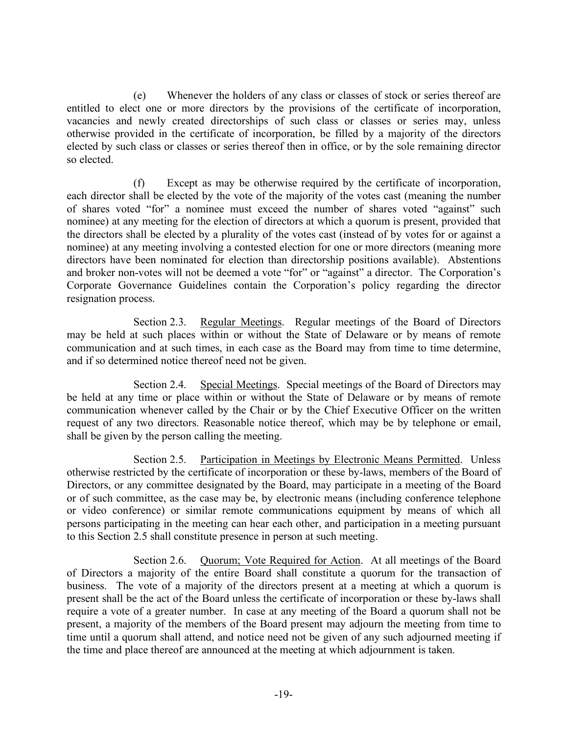(e) Whenever the holders of any class or classes of stock or series thereof are entitled to elect one or more directors by the provisions of the certificate of incorporation, vacancies and newly created directorships of such class or classes or series may, unless otherwise provided in the certificate of incorporation, be filled by a majority of the directors elected by such class or classes or series thereof then in office, or by the sole remaining director so elected.

(f) Except as may be otherwise required by the certificate of incorporation, each director shall be elected by the vote of the majority of the votes cast (meaning the number of shares voted "for" a nominee must exceed the number of shares voted "against" such nominee) at any meeting for the election of directors at which a quorum is present, provided that the directors shall be elected by a plurality of the votes cast (instead of by votes for or against a nominee) at any meeting involving a contested election for one or more directors (meaning more directors have been nominated for election than directorship positions available). Abstentions and broker non-votes will not be deemed a vote "for" or "against" a director. The Corporation's Corporate Governance Guidelines contain the Corporation's policy regarding the director resignation process.

Section 2.3. Regular Meetings. Regular meetings of the Board of Directors may be held at such places within or without the State of Delaware or by means of remote communication and at such times, in each case as the Board may from time to time determine, and if so determined notice thereof need not be given.

Section 2.4. Special Meetings. Special meetings of the Board of Directors may be held at any time or place within or without the State of Delaware or by means of remote communication whenever called by the Chair or by the Chief Executive Officer on the written request of any two directors. Reasonable notice thereof, which may be by telephone or email, shall be given by the person calling the meeting.

Section 2.5. Participation in Meetings by Electronic Means Permitted. Unless otherwise restricted by the certificate of incorporation or these by-laws, members of the Board of Directors, or any committee designated by the Board, may participate in a meeting of the Board or of such committee, as the case may be, by electronic means (including conference telephone or video conference) or similar remote communications equipment by means of which all persons participating in the meeting can hear each other, and participation in a meeting pursuant to this Section 2.5 shall constitute presence in person at such meeting.

Section 2.6. Quorum; Vote Required for Action. At all meetings of the Board of Directors a majority of the entire Board shall constitute a quorum for the transaction of business. The vote of a majority of the directors present at a meeting at which a quorum is present shall be the act of the Board unless the certificate of incorporation or these by-laws shall require a vote of a greater number. In case at any meeting of the Board a quorum shall not be present, a majority of the members of the Board present may adjourn the meeting from time to time until a quorum shall attend, and notice need not be given of any such adjourned meeting if the time and place thereof are announced at the meeting at which adjournment is taken.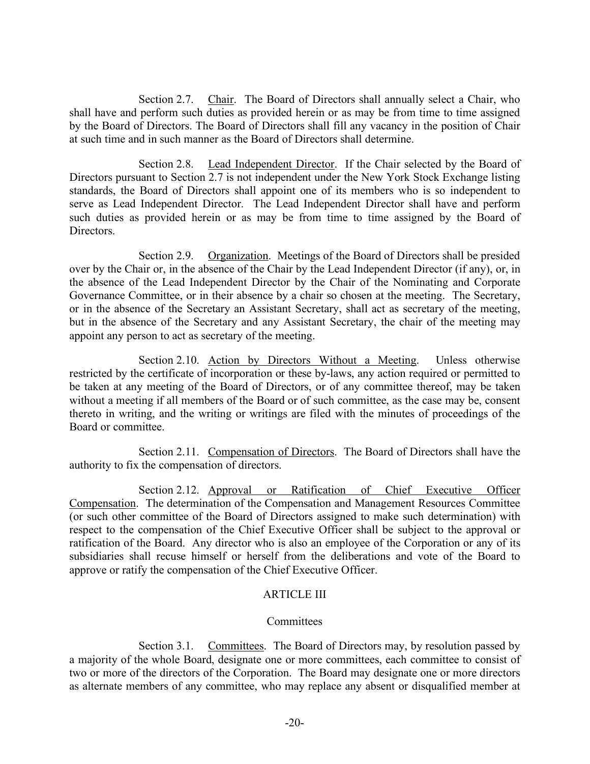Section 2.7. Chair. The Board of Directors shall annually select a Chair, who shall have and perform such duties as provided herein or as may be from time to time assigned by the Board of Directors. The Board of Directors shall fill any vacancy in the position of Chair at such time and in such manner as the Board of Directors shall determine.

Section 2.8. Lead Independent Director. If the Chair selected by the Board of Directors pursuant to Section 2.7 is not independent under the New York Stock Exchange listing standards, the Board of Directors shall appoint one of its members who is so independent to serve as Lead Independent Director. The Lead Independent Director shall have and perform such duties as provided herein or as may be from time to time assigned by the Board of Directors.

Section 2.9. Organization. Meetings of the Board of Directors shall be presided over by the Chair or, in the absence of the Chair by the Lead Independent Director (if any), or, in the absence of the Lead Independent Director by the Chair of the Nominating and Corporate Governance Committee, or in their absence by a chair so chosen at the meeting. The Secretary, or in the absence of the Secretary an Assistant Secretary, shall act as secretary of the meeting, but in the absence of the Secretary and any Assistant Secretary, the chair of the meeting may appoint any person to act as secretary of the meeting.

Section 2.10. Action by Directors Without a Meeting. Unless otherwise restricted by the certificate of incorporation or these by-laws, any action required or permitted to be taken at any meeting of the Board of Directors, or of any committee thereof, may be taken without a meeting if all members of the Board or of such committee, as the case may be, consent thereto in writing, and the writing or writings are filed with the minutes of proceedings of the Board or committee.

Section 2.11. Compensation of Directors. The Board of Directors shall have the authority to fix the compensation of directors.

Section 2.12. Approval or Ratification of Chief Executive Officer Compensation. The determination of the Compensation and Management Resources Committee (or such other committee of the Board of Directors assigned to make such determination) with respect to the compensation of the Chief Executive Officer shall be subject to the approval or ratification of the Board. Any director who is also an employee of the Corporation or any of its subsidiaries shall recuse himself or herself from the deliberations and vote of the Board to approve or ratify the compensation of the Chief Executive Officer.

## ARTICLE III

### Committees

Section 3.1. Committees. The Board of Directors may, by resolution passed by a majority of the whole Board, designate one or more committees, each committee to consist of two or more of the directors of the Corporation. The Board may designate one or more directors as alternate members of any committee, who may replace any absent or disqualified member at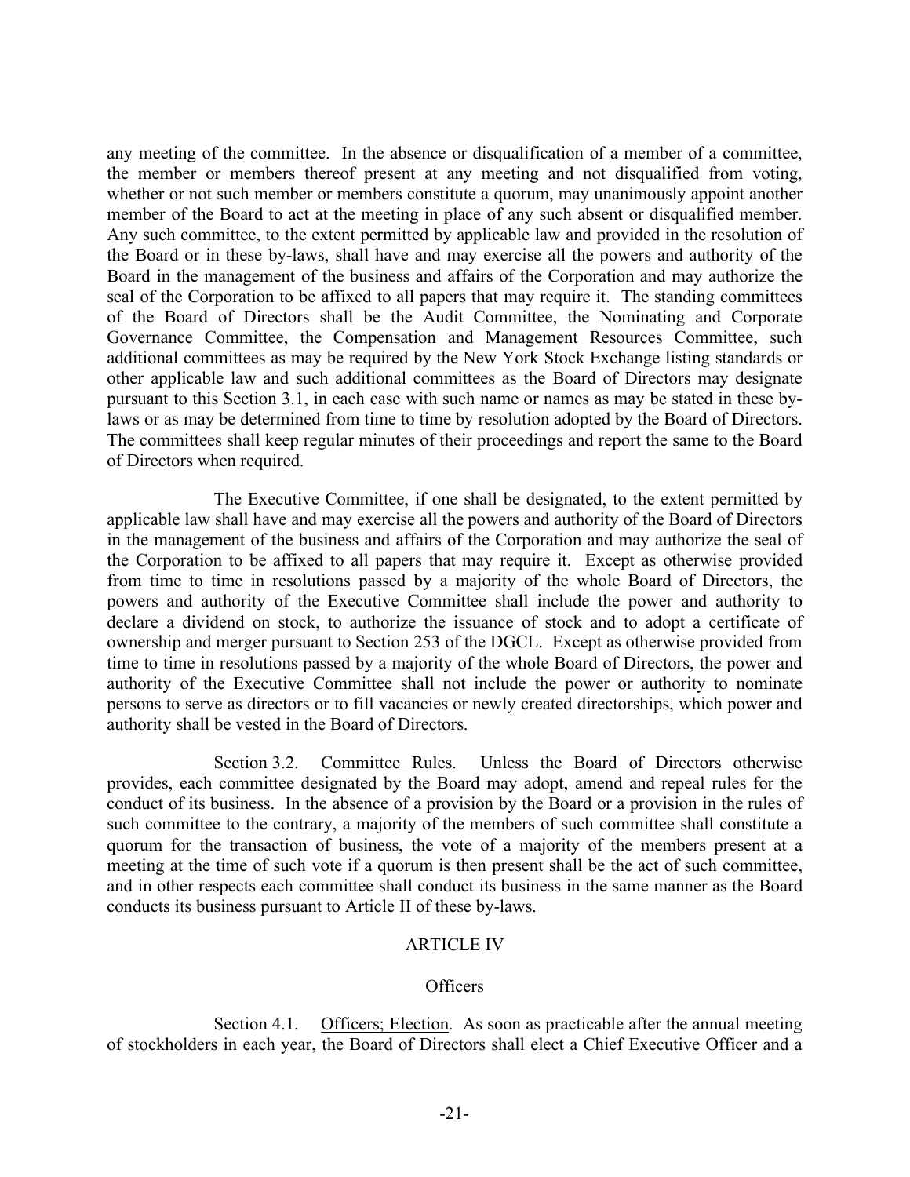any meeting of the committee. In the absence or disqualification of a member of a committee, the member or members thereof present at any meeting and not disqualified from voting, whether or not such member or members constitute a quorum, may unanimously appoint another member of the Board to act at the meeting in place of any such absent or disqualified member. Any such committee, to the extent permitted by applicable law and provided in the resolution of the Board or in these by-laws, shall have and may exercise all the powers and authority of the Board in the management of the business and affairs of the Corporation and may authorize the seal of the Corporation to be affixed to all papers that may require it. The standing committees of the Board of Directors shall be the Audit Committee, the Nominating and Corporate Governance Committee, the Compensation and Management Resources Committee, such additional committees as may be required by the New York Stock Exchange listing standards or other applicable law and such additional committees as the Board of Directors may designate pursuant to this Section 3.1, in each case with such name or names as may be stated in these by-laws or as may be determined from time to time by resolution adopted by the Board of Directors. The committees shall keep regular minutes of their proceedings and report the same to the Board of Directors when required.

The Executive Committee, if one shall be designated, to the extent permitted by applicable law shall have and may exercise all the powers and authority of the Board of Directors in the management of the business and affairs of the Corporation and may authorize the seal of the Corporation to be affixed to all papers that may require it. Except as otherwise provided from time to time in resolutions passed by a majority of the whole Board of Directors, the powers and authority of the Executive Committee shall include the power and authority to declare a dividend on stock, to authorize the issuance of stock and to adopt a certificate of ownership and merger pursuant to Section 253 of the DGCL. Except as otherwise provided from time to time in resolutions passed by a majority of the whole Board of Directors, the power and authority of the Executive Committee shall not include the power or authority to nominate persons to serve as directors or to fill vacancies or newly created directorships, which power and authority shall be vested in the Board of Directors.

Section 3.2. Committee Rules. Unless the Board of Directors otherwise provides, each committee designated by the Board may adopt, amend and repeal rules for the conduct of its business. In the absence of a provision by the Board or a provision in the rules of such committee to the contrary, a majority of the members of such committee shall constitute a quorum for the transaction of business, the vote of a majority of the members present at a meeting at the time of such vote if a quorum is then present shall be the act of such committee, and in other respects each committee shall conduct its business in the same manner as the Board conducts its business pursuant to Article II of these by-laws.

## ARTICLE IV

## Officers

Section 4.1. Officers; Election. As soon as practicable after the annual meeting of stockholders in each year, the Board of Directors shall elect a Chief Executive Officer and a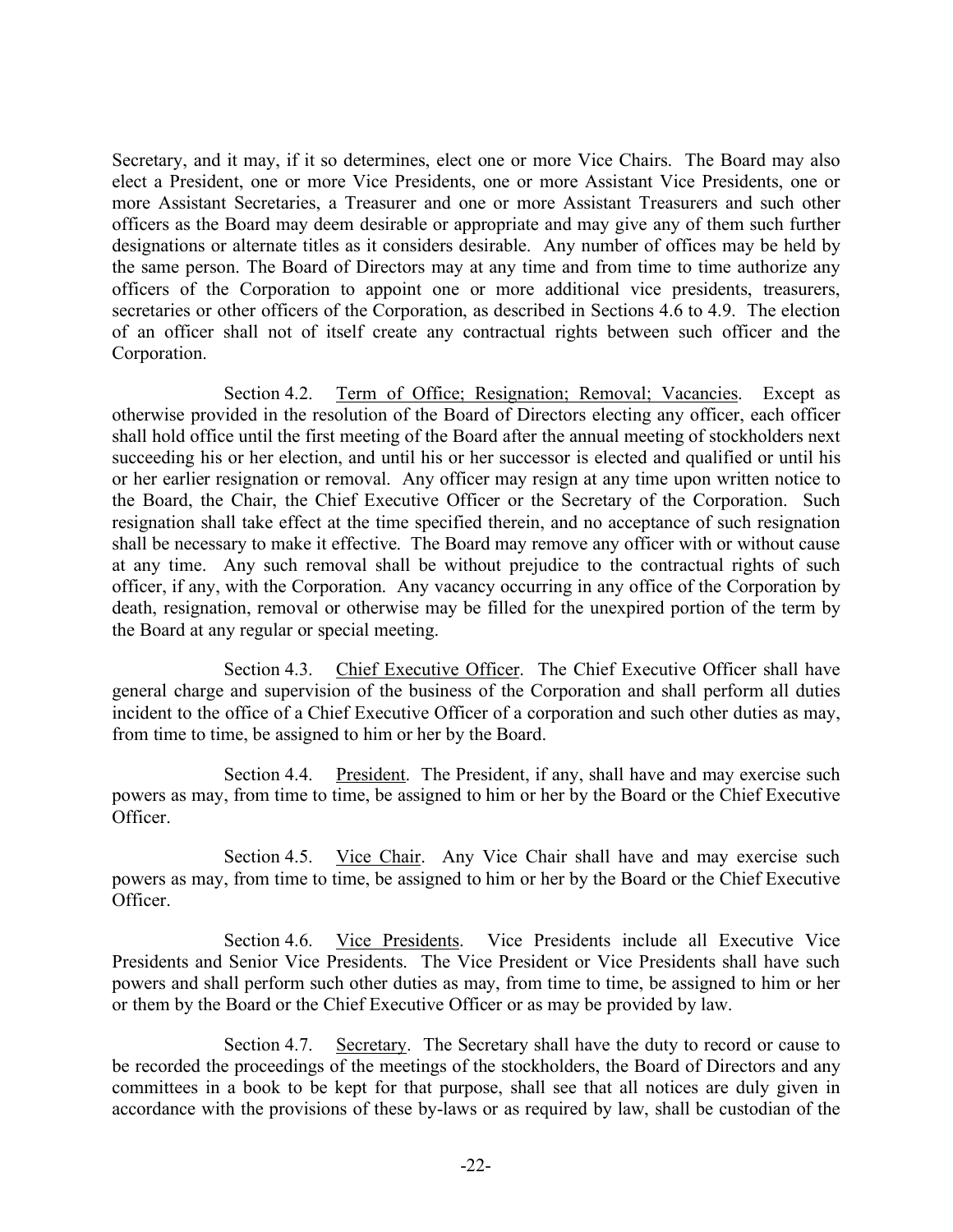Secretary, and it may, if it so determines, elect one or more Vice Chairs. The Board may also elect a President, one or more Vice Presidents, one or more Assistant Vice Presidents, one or more Assistant Secretaries, a Treasurer and one or more Assistant Treasurers and such other officers as the Board may deem desirable or appropriate and may give any of them such further designations or alternate titles as it considers desirable. Any number of offices may be held by the same person. The Board of Directors may at any time and from time to time authorize any officers of the Corporation to appoint one or more additional vice presidents, treasurers, secretaries or other officers of the Corporation, as described in Sections 4.6 to 4.9. The election of an officer shall not of itself create any contractual rights between such officer and the Corporation.

Section 4.2. Term of Office; Resignation; Removal; Vacancies. Except as otherwise provided in the resolution of the Board of Directors electing any officer, each officer shall hold office until the first meeting of the Board after the annual meeting of stockholders next succeeding his or her election, and until his or her successor is elected and qualified or until his or her earlier resignation or removal. Any officer may resign at any time upon written notice to the Board, the Chair, the Chief Executive Officer or the Secretary of the Corporation. Such resignation shall take effect at the time specified therein, and no acceptance of such resignation shall be necessary to make it effective. The Board may remove any officer with or without cause at any time. Any such removal shall be without prejudice to the contractual rights of such officer, if any, with the Corporation. Any vacancy occurring in any office of the Corporation by death, resignation, removal or otherwise may be filled for the unexpired portion of the term by the Board at any regular or special meeting.

Section 4.3. Chief Executive Officer. The Chief Executive Officer shall have general charge and supervision of the business of the Corporation and shall perform all duties incident to the office of a Chief Executive Officer of a corporation and such other duties as may, from time to time, be assigned to him or her by the Board.

Section 4.4. President. The President, if any, shall have and may exercise such powers as may, from time to time, be assigned to him or her by the Board or the Chief Executive Officer.

Section 4.5. Vice Chair. Any Vice Chair shall have and may exercise such powers as may, from time to time, be assigned to him or her by the Board or the Chief Executive Officer.

Section 4.6. Vice Presidents. Vice Presidents include all Executive Vice Presidents and Senior Vice Presidents. The Vice President or Vice Presidents shall have such powers and shall perform such other duties as may, from time to time, be assigned to him or her or them by the Board or the Chief Executive Officer or as may be provided by law.

Section 4.7. Secretary. The Secretary shall have the duty to record or cause to be recorded the proceedings of the meetings of the stockholders, the Board of Directors and any committees in a book to be kept for that purpose, shall see that all notices are duly given in accordance with the provisions of these by-laws or as required by law, shall be custodian of the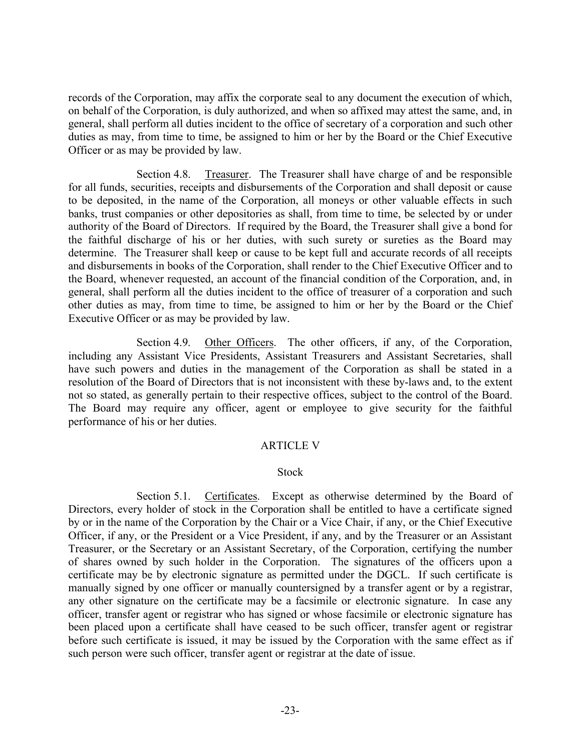records of the Corporation, may affix the corporate seal to any document the execution of which, on behalf of the Corporation, is duly authorized, and when so affixed may attest the same, and, in general, shall perform all duties incident to the office of secretary of a corporation and such other duties as may, from time to time, be assigned to him or her by the Board or the Chief Executive Officer or as may be provided by law.

Section 4.8. Treasurer. The Treasurer shall have charge of and be responsible for all funds, securities, receipts and disbursements of the Corporation and shall deposit or cause to be deposited, in the name of the Corporation, all moneys or other valuable effects in such banks, trust companies or other depositories as shall, from time to time, be selected by or under authority of the Board of Directors. If required by the Board, the Treasurer shall give a bond for the faithful discharge of his or her duties, with such surety or sureties as the Board may determine. The Treasurer shall keep or cause to be kept full and accurate records of all receipts and disbursements in books of the Corporation, shall render to the Chief Executive Officer and to the Board, whenever requested, an account of the financial condition of the Corporation, and, in general, shall perform all the duties incident to the office of treasurer of a corporation and such other duties as may, from time to time, be assigned to him or her by the Board or the Chief Executive Officer or as may be provided by law.

Section 4.9. Other Officers. The other officers, if any, of the Corporation, including any Assistant Vice Presidents, Assistant Treasurers and Assistant Secretaries, shall have such powers and duties in the management of the Corporation as shall be stated in a resolution of the Board of Directors that is not inconsistent with these by-laws and, to the extent not so stated, as generally pertain to their respective offices, subject to the control of the Board. The Board may require any officer, agent or employee to give security for the faithful performance of his or her duties.

## ARTICLE V

## Stock

Section 5.1. Certificates. Except as otherwise determined by the Board of Directors, every holder of stock in the Corporation shall be entitled to have a certificate signed by or in the name of the Corporation by the Chair or a Vice Chair, if any, or the Chief Executive Officer, if any, or the President or a Vice President, if any, and by the Treasurer or an Assistant Treasurer, or the Secretary or an Assistant Secretary, of the Corporation, certifying the number of shares owned by such holder in the Corporation. The signatures of the officers upon a certificate may be by electronic signature as permitted under the DGCL. If such certificate is manually signed by one officer or manually countersigned by a transfer agent or by a registrar, any other signature on the certificate may be a facsimile or electronic signature. In case any officer, transfer agent or registrar who has signed or whose facsimile or electronic signature has been placed upon a certificate shall have ceased to be such officer, transfer agent or registrar before such certificate is issued, it may be issued by the Corporation with the same effect as if such person were such officer, transfer agent or registrar at the date of issue.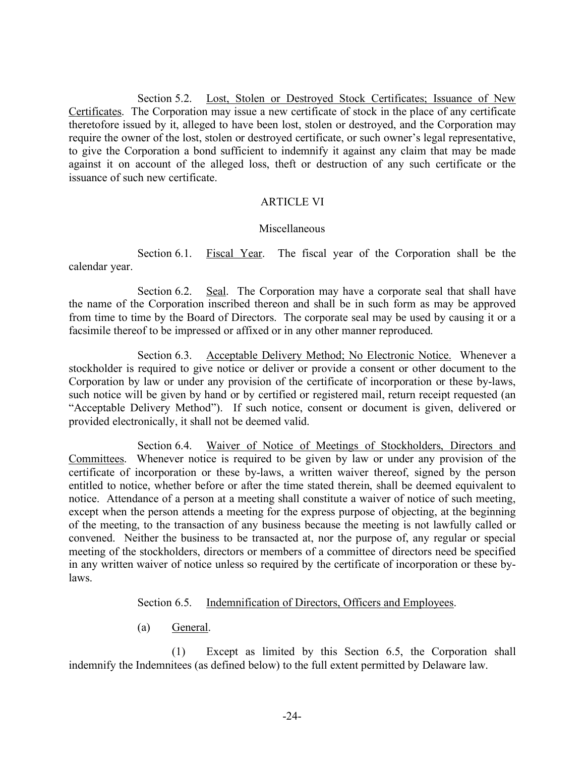Section 5.2. Lost, Stolen or Destroyed Stock Certificates; Issuance of New Certificates. The Corporation may issue a new certificate of stock in the place of any certificate theretofore issued by it, alleged to have been lost, stolen or destroyed, and the Corporation may require the owner of the lost, stolen or destroyed certificate, or such owner's legal representative, to give the Corporation a bond sufficient to indemnify it against any claim that may be made against it on account of the alleged loss, theft or destruction of any such certificate or the issuance of such new certificate.

## ARTICLE VI

### Miscellaneous

Section 6.1. Fiscal Year. The fiscal year of the Corporation shall be the calendar year.

Section 6.2. Seal. The Corporation may have a corporate seal that shall have the name of the Corporation inscribed thereon and shall be in such form as may be approved from time to time by the Board of Directors. The corporate seal may be used by causing it or a facsimile thereof to be impressed or affixed or in any other manner reproduced.

Section 6.3. Acceptable Delivery Method; No Electronic Notice. Whenever a stockholder is required to give notice or deliver or provide a consent or other document to the Corporation by law or under any provision of the certificate of incorporation or these by-laws, such notice will be given by hand or by certified or registered mail, return receipt requested (an "Acceptable Delivery Method"). If such notice, consent or document is given, delivered or provided electronically, it shall not be deemed valid.

Section 6.4. Waiver of Notice of Meetings of Stockholders, Directors and Committees. Whenever notice is required to be given by law or under any provision of the certificate of incorporation or these by-laws, a written waiver thereof, signed by the person entitled to notice, whether before or after the time stated therein, shall be deemed equivalent to notice. Attendance of a person at a meeting shall constitute a waiver of notice of such meeting, except when the person attends a meeting for the express purpose of objecting, at the beginning of the meeting, to the transaction of any business because the meeting is not lawfully called or convened. Neither the business to be transacted at, nor the purpose of, any regular or special meeting of the stockholders, directors or members of a committee of directors need be specified in any written waiver of notice unless so required by the certificate of incorporation or these by-laws.

Section 6.5. Indemnification of Directors, Officers and Employees.

(a) General.

(1) Except as limited by this Section 6.5, the Corporation shall indemnify the Indemnitees (as defined below) to the full extent permitted by Delaware law.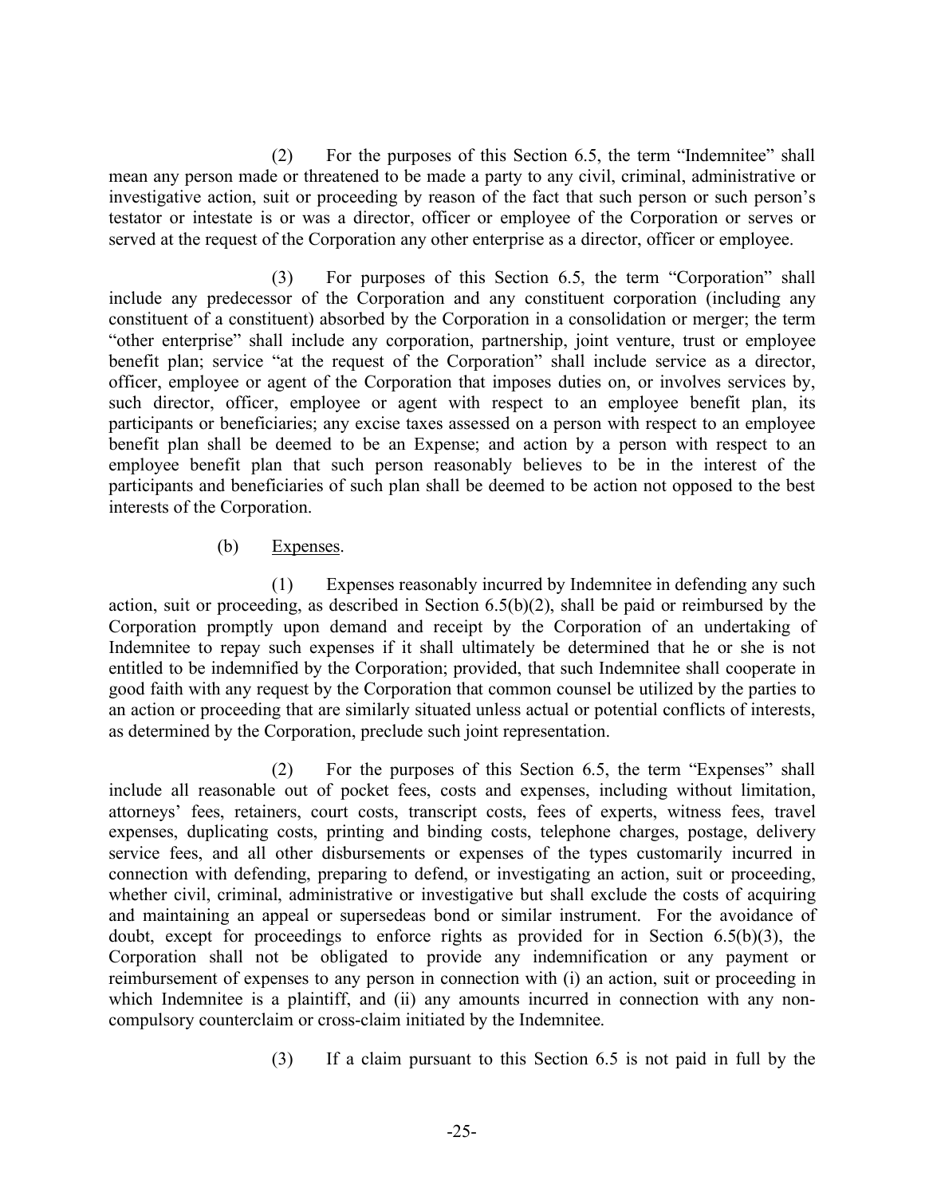(2) For the purposes of this Section 6.5, the term "Indemnitee" shall mean any person made or threatened to be made a party to any civil, criminal, administrative or investigative action, suit or proceeding by reason of the fact that such person or such person's testator or intestate is or was a director, officer or employee of the Corporation or serves or served at the request of the Corporation any other enterprise as a director, officer or employee.

(3) For purposes of this Section 6.5, the term "Corporation" shall include any predecessor of the Corporation and any constituent corporation (including any constituent of a constituent) absorbed by the Corporation in a consolidation or merger; the term "other enterprise" shall include any corporation, partnership, joint venture, trust or employee benefit plan; service "at the request of the Corporation" shall include service as a director, officer, employee or agent of the Corporation that imposes duties on, or involves services by, such director, officer, employee or agent with respect to an employee benefit plan, its participants or beneficiaries; any excise taxes assessed on a person with respect to an employee benefit plan shall be deemed to be an Expense; and action by a person with respect to an employee benefit plan that such person reasonably believes to be in the interest of the participants and beneficiaries of such plan shall be deemed to be action not opposed to the best interests of the Corporation.

(b) Expenses.

(1) Expenses reasonably incurred by Indemnitee in defending any such action, suit or proceeding, as described in Section 6.5(b)(2), shall be paid or reimbursed by the Corporation promptly upon demand and receipt by the Corporation of an undertaking of Indemnitee to repay such expenses if it shall ultimately be determined that he or she is not entitled to be indemnified by the Corporation; provided, that such Indemnitee shall cooperate in good faith with any request by the Corporation that common counsel be utilized by the parties to an action or proceeding that are similarly situated unless actual or potential conflicts of interests, as determined by the Corporation, preclude such joint representation.

(2) For the purposes of this Section 6.5, the term "Expenses" shall include all reasonable out of pocket fees, costs and expenses, including without limitation, attorneys' fees, retainers, court costs, transcript costs, fees of experts, witness fees, travel expenses, duplicating costs, printing and binding costs, telephone charges, postage, delivery service fees, and all other disbursements or expenses of the types customarily incurred in connection with defending, preparing to defend, or investigating an action, suit or proceeding, whether civil, criminal, administrative or investigative but shall exclude the costs of acquiring and maintaining an appeal or supersedeas bond or similar instrument. For the avoidance of doubt, except for proceedings to enforce rights as provided for in Section 6.5(b)(3), the Corporation shall not be obligated to provide any indemnification or any payment or reimbursement of expenses to any person in connection with (i) an action, suit or proceeding in which Indemnitee is a plaintiff, and (ii) any amounts incurred in connection with any non-compulsory counterclaim or cross-claim initiated by the Indemnitee.

(3) If a claim pursuant to this Section 6.5 is not paid in full by the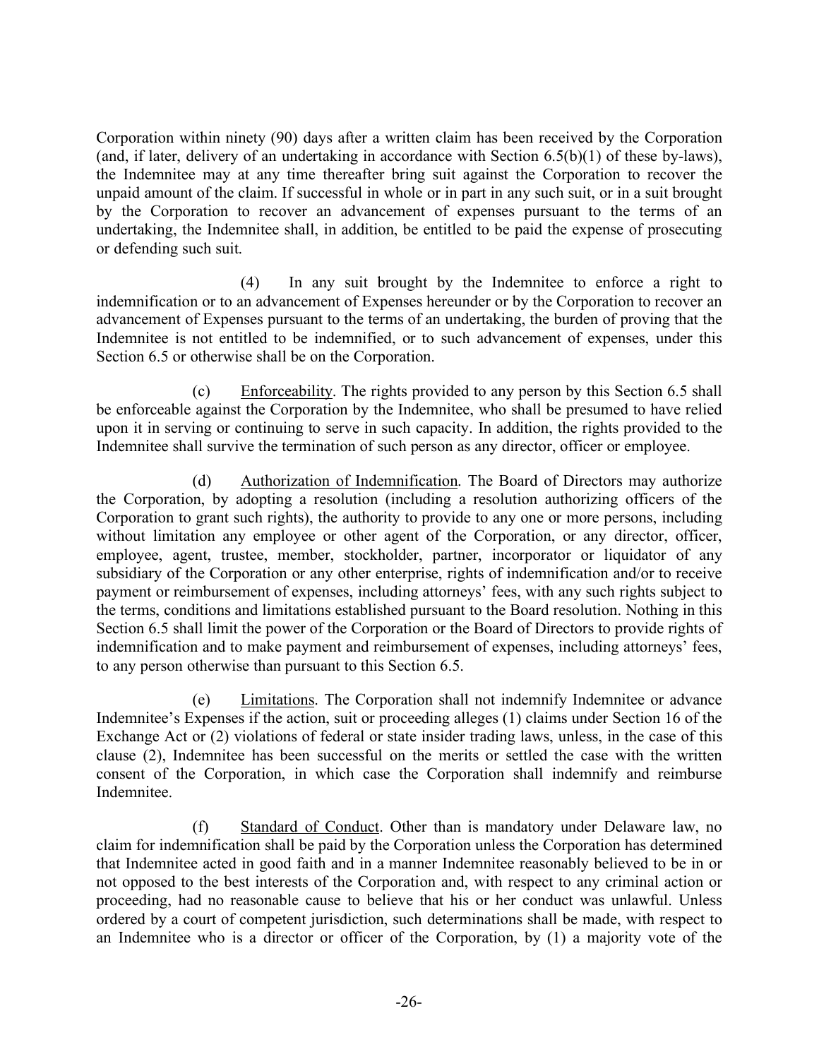Corporation within ninety (90) days after a written claim has been received by the Corporation (and, if later, delivery of an undertaking in accordance with Section 6.5(b)(1) of these by-laws), the Indemnitee may at any time thereafter bring suit against the Corporation to recover the unpaid amount of the claim. If successful in whole or in part in any such suit, or in a suit brought by the Corporation to recover an advancement of expenses pursuant to the terms of an undertaking, the Indemnitee shall, in addition, be entitled to be paid the expense of prosecuting or defending such suit.

(4) In any suit brought by the Indemnitee to enforce a right to indemnification or to an advancement of Expenses hereunder or by the Corporation to recover an advancement of Expenses pursuant to the terms of an undertaking, the burden of proving that the Indemnitee is not entitled to be indemnified, or to such advancement of expenses, under this Section 6.5 or otherwise shall be on the Corporation.

(c) Enforceability. The rights provided to any person by this Section 6.5 shall be enforceable against the Corporation by the Indemnitee, who shall be presumed to have relied upon it in serving or continuing to serve in such capacity. In addition, the rights provided to the Indemnitee shall survive the termination of such person as any director, officer or employee.

(d) Authorization of Indemnification. The Board of Directors may authorize the Corporation, by adopting a resolution (including a resolution authorizing officers of the Corporation to grant such rights), the authority to provide to any one or more persons, including without limitation any employee or other agent of the Corporation, or any director, officer, employee, agent, trustee, member, stockholder, partner, incorporator or liquidator of any subsidiary of the Corporation or any other enterprise, rights of indemnification and/or to receive payment or reimbursement of expenses, including attorneys' fees, with any such rights subject to the terms, conditions and limitations established pursuant to the Board resolution. Nothing in this Section 6.5 shall limit the power of the Corporation or the Board of Directors to provide rights of indemnification and to make payment and reimbursement of expenses, including attorneys' fees, to any person otherwise than pursuant to this Section 6.5.

(e) Limitations. The Corporation shall not indemnify Indemnitee or advance Indemnitee's Expenses if the action, suit or proceeding alleges (1) claims under Section 16 of the Exchange Act or (2) violations of federal or state insider trading laws, unless, in the case of this clause (2), Indemnitee has been successful on the merits or settled the case with the written consent of the Corporation, in which case the Corporation shall indemnify and reimburse Indemnitee.

(f) Standard of Conduct. Other than is mandatory under Delaware law, no claim for indemnification shall be paid by the Corporation unless the Corporation has determined that Indemnitee acted in good faith and in a manner Indemnitee reasonably believed to be in or not opposed to the best interests of the Corporation and, with respect to any criminal action or proceeding, had no reasonable cause to believe that his or her conduct was unlawful. Unless ordered by a court of competent jurisdiction, such determinations shall be made, with respect to an Indemnitee who is a director or officer of the Corporation, by (1) a majority vote of the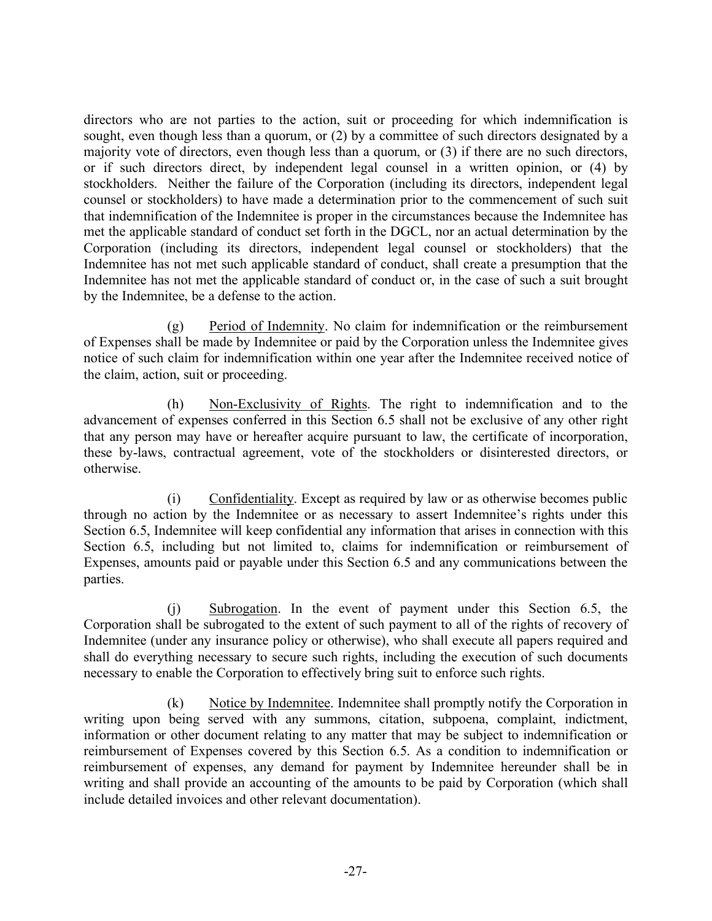directors who are not parties to the action, suit or proceeding for which indemnification is sought, even though less than a quorum, or (2) by a committee of such directors designated by a majority vote of directors, even though less than a quorum, or (3) if there are no such directors, or if such directors direct, by independent legal counsel in a written opinion, or (4) by stockholders. Neither the failure of the Corporation (including its directors, independent legal counsel or stockholders) to have made a determination prior to the commencement of such suit that indemnification of the Indemnitee is proper in the circumstances because the Indemnitee has met the applicable standard of conduct set forth in the DGCL, nor an actual determination by the Corporation (including its directors, independent legal counsel or stockholders) that the Indemnitee has not met such applicable standard of conduct, shall create a presumption that the Indemnitee has not met the applicable standard of conduct or, in the case of such a suit brought by the Indemnitee, be a defense to the action.

(g) Period of Indemnity. No claim for indemnification or the reimbursement of Expenses shall be made by Indemnitee or paid by the Corporation unless the Indemnitee gives notice of such claim for indemnification within one year after the Indemnitee received notice of the claim, action, suit or proceeding.

(h) Non-Exclusivity of Rights. The right to indemnification and to the advancement of expenses conferred in this Section 6.5 shall not be exclusive of any other right that any person may have or hereafter acquire pursuant to law, the certificate of incorporation, these by-laws, contractual agreement, vote of the stockholders or disinterested directors, or otherwise.

(i) Confidentiality. Except as required by law or as otherwise becomes public through no action by the Indemnitee or as necessary to assert Indemnitee's rights under this Section 6.5, Indemnitee will keep confidential any information that arises in connection with this Section 6.5, including but not limited to, claims for indemnification or reimbursement of Expenses, amounts paid or payable under this Section 6.5 and any communications between the parties.

(j) Subrogation. In the event of payment under this Section 6.5, the Corporation shall be subrogated to the extent of such payment to all of the rights of recovery of Indemnitee (under any insurance policy or otherwise), who shall execute all papers required and shall do everything necessary to secure such rights, including the execution of such documents necessary to enable the Corporation to effectively bring suit to enforce such rights.

(k) Notice by Indemnitee. Indemnitee shall promptly notify the Corporation in writing upon being served with any summons, citation, subpoena, complaint, indictment, information or other document relating to any matter that may be subject to indemnification or reimbursement of Expenses covered by this Section 6.5. As a condition to indemnification or reimbursement of expenses, any demand for payment by Indemnitee hereunder shall be in writing and shall provide an accounting of the amounts to be paid by Corporation (which shall include detailed invoices and other relevant documentation).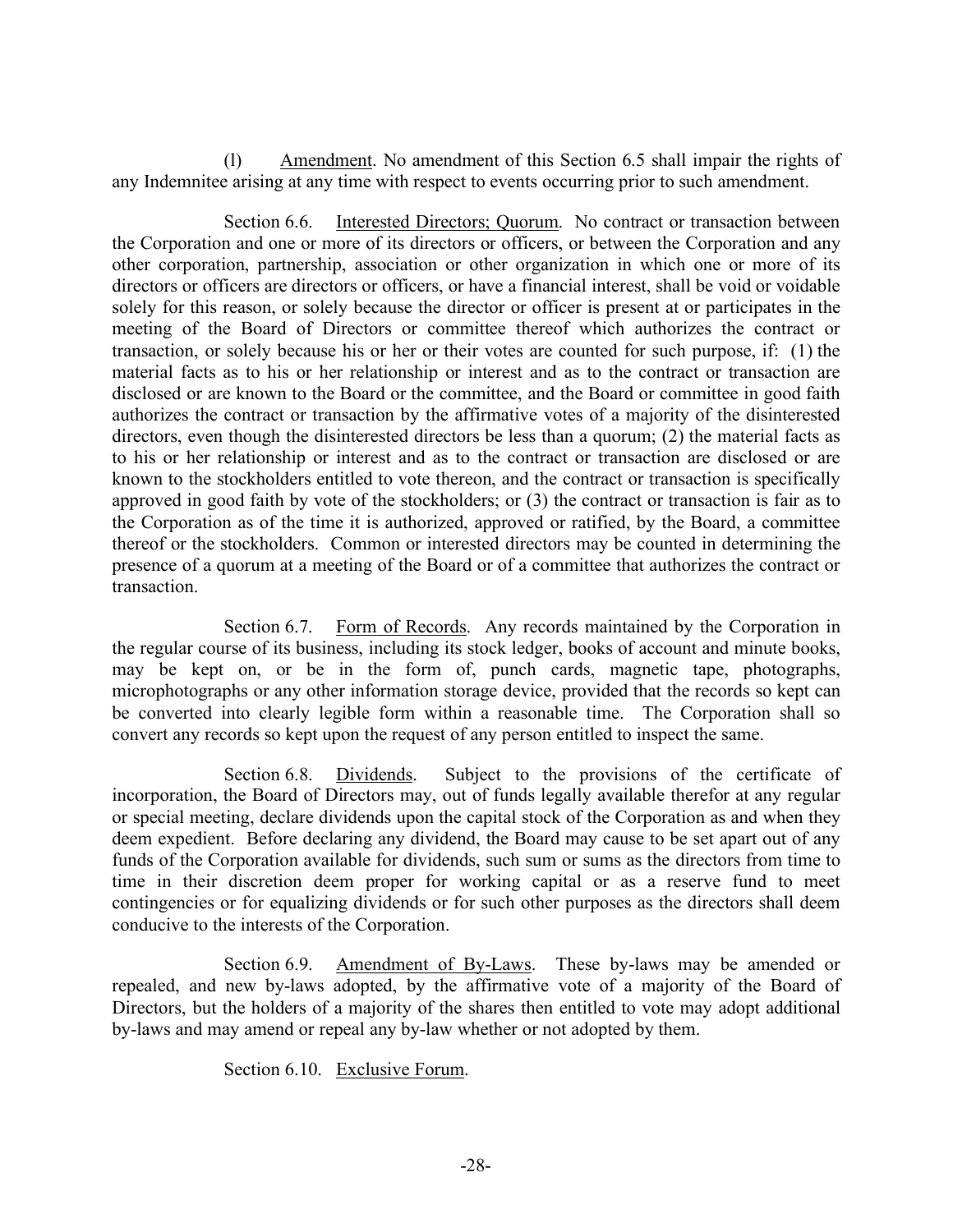(l) Amendment. No amendment of this Section 6.5 shall impair the rights of any Indemnitee arising at any time with respect to events occurring prior to such amendment.

Section 6.6. Interested Directors; Quorum. No contract or transaction between the Corporation and one or more of its directors or officers, or between the Corporation and any other corporation, partnership, association or other organization in which one or more of its directors or officers are directors or officers, or have a financial interest, shall be void or voidable solely for this reason, or solely because the director or officer is present at or participates in the meeting of the Board of Directors or committee thereof which authorizes the contract or transaction, or solely because his or her or their votes are counted for such purpose, if: (1) the material facts as to his or her relationship or interest and as to the contract or transaction are disclosed or are known to the Board or the committee, and the Board or committee in good faith authorizes the contract or transaction by the affirmative votes of a majority of the disinterested directors, even though the disinterested directors be less than a quorum; (2) the material facts as to his or her relationship or interest and as to the contract or transaction are disclosed or are known to the stockholders entitled to vote thereon, and the contract or transaction is specifically approved in good faith by vote of the stockholders; or (3) the contract or transaction is fair as to the Corporation as of the time it is authorized, approved or ratified, by the Board, a committee thereof or the stockholders. Common or interested directors may be counted in determining the presence of a quorum at a meeting of the Board or of a committee that authorizes the contract or transaction.

Section 6.7. Form of Records. Any records maintained by the Corporation in the regular course of its business, including its stock ledger, books of account and minute books, may be kept on, or be in the form of, punch cards, magnetic tape, photographs, microphotographs or any other information storage device, provided that the records so kept can be converted into clearly legible form within a reasonable time. The Corporation shall so convert any records so kept upon the request of any person entitled to inspect the same.

Section 6.8. Dividends. Subject to the provisions of the certificate of incorporation, the Board of Directors may, out of funds legally available therefor at any regular or special meeting, declare dividends upon the capital stock of the Corporation as and when they deem expedient. Before declaring any dividend, the Board may cause to be set apart out of any funds of the Corporation available for dividends, such sum or sums as the directors from time to time in their discretion deem proper for working capital or as a reserve fund to meet contingencies or for equalizing dividends or for such other purposes as the directors shall deem conducive to the interests of the Corporation.

Section 6.9. Amendment of By-Laws. These by-laws may be amended or repealed, and new by-laws adopted, by the affirmative vote of a majority of the Board of Directors, but the holders of a majority of the shares then entitled to vote may adopt additional by-laws and may amend or repeal any by-law whether or not adopted by them.

Section 6.10. Exclusive Forum.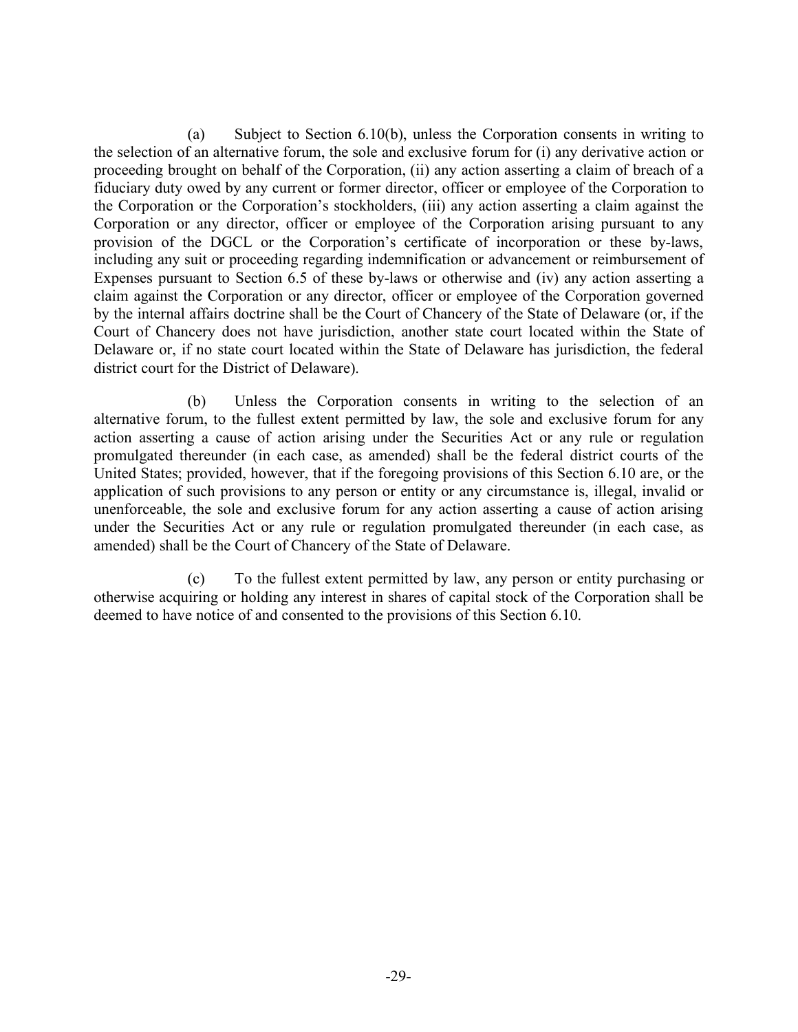(a) Subject to Section 6.10(b), unless the Corporation consents in writing to the selection of an alternative forum, the sole and exclusive forum for (i) any derivative action or proceeding brought on behalf of the Corporation, (ii) any action asserting a claim of breach of a fiduciary duty owed by any current or former director, officer or employee of the Corporation to the Corporation or the Corporation's stockholders, (iii) any action asserting a claim against the Corporation or any director, officer or employee of the Corporation arising pursuant to any provision of the DGCL or the Corporation's certificate of incorporation or these by-laws, including any suit or proceeding regarding indemnification or advancement or reimbursement of Expenses pursuant to Section 6.5 of these by-laws or otherwise and (iv) any action asserting a claim against the Corporation or any director, officer or employee of the Corporation governed by the internal affairs doctrine shall be the Court of Chancery of the State of Delaware (or, if the Court of Chancery does not have jurisdiction, another state court located within the State of Delaware or, if no state court located within the State of Delaware has jurisdiction, the federal district court for the District of Delaware).

(b) Unless the Corporation consents in writing to the selection of an alternative forum, to the fullest extent permitted by law, the sole and exclusive forum for any action asserting a cause of action arising under the Securities Act or any rule or regulation promulgated thereunder (in each case, as amended) shall be the federal district courts of the United States; provided, however, that if the foregoing provisions of this Section 6.10 are, or the application of such provisions to any person or entity or any circumstance is, illegal, invalid or unenforceable, the sole and exclusive forum for any action asserting a cause of action arising under the Securities Act or any rule or regulation promulgated thereunder (in each case, as amended) shall be the Court of Chancery of the State of Delaware.

(c) To the fullest extent permitted by law, any person or entity purchasing or otherwise acquiring or holding any interest in shares of capital stock of the Corporation shall be deemed to have notice of and consented to the provisions of this Section 6.10.